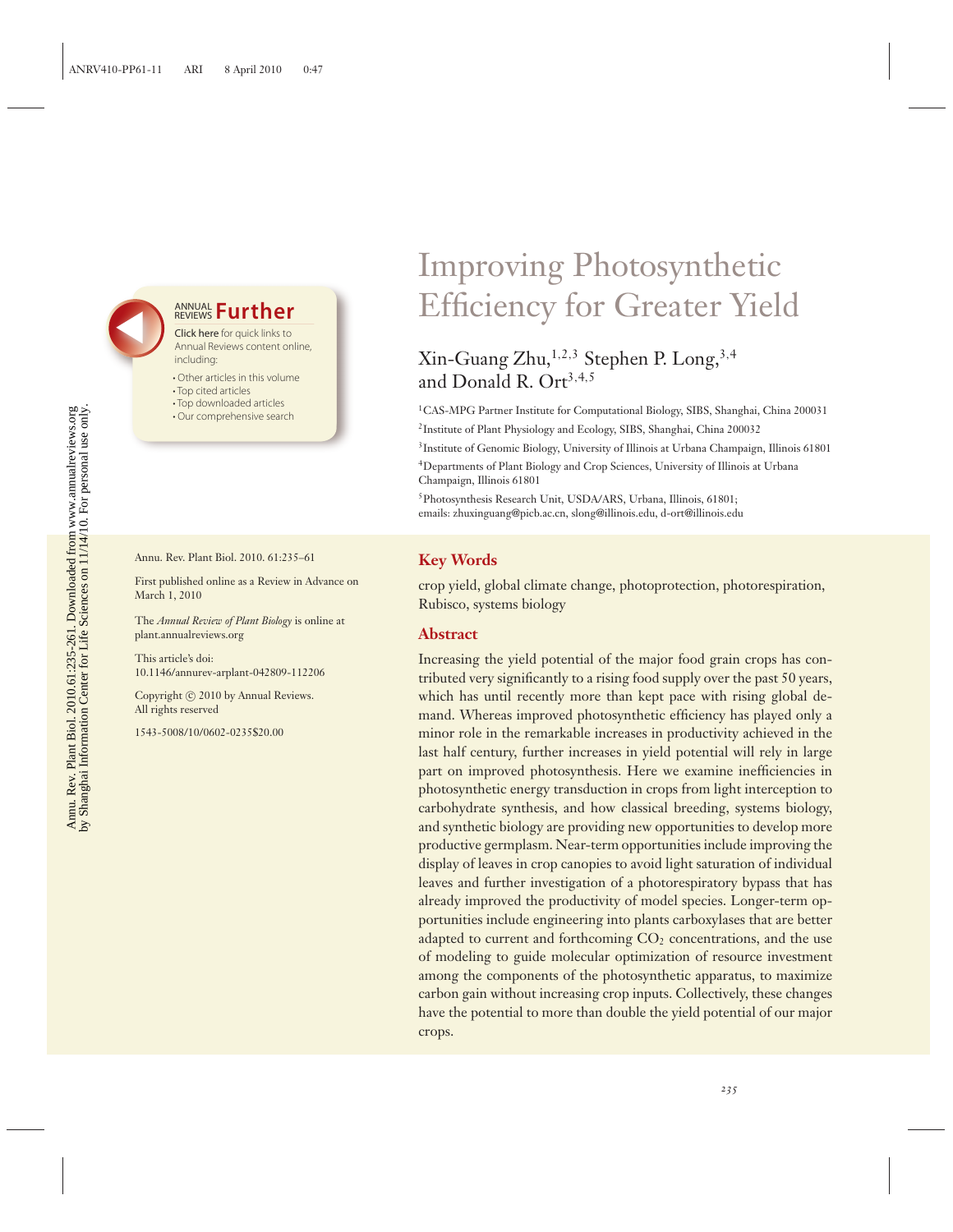# Improving Photosynthetic Efficiency for Greater Yield

Xin-Guang Zhu,[1,2,3] Stephen P. Long,[3,4] and Donald R. Ort[3,4,5]

[1]CAS-MPG Partner Institute for Computational Biology, SIBS, Shanghai, China 200031

[2]Institute of Plant Physiology and Ecology, SIBS, Shanghai, China 200032

[3]Institute of Genomic Biology, University of Illinois at Urbana Champaign, Illinois 61801

[4]Departments of Plant Biology and Crop Sciences, University of Illinois at Urbana Champaign, Illinois 61801

[5]Photosynthesis Research Unit, USDA/ARS, Urbana, Illinois, 61801; emails: zhuxinguang@picb.ac.cn, slong@illinois.edu, d-ort@illinois.edu

Annu. Rev. Plant Biol. 2010. 61:235–61

First published online as a Review in Advance on March 1, 2010

The *Annual Review of Plant Biology* is online at plant.annualreviews.org

This article's doi: 10.1146/annurev-arplant-042809-112206

Copyright © 2010 by Annual Reviews. All rights reserved

1543-5008/10/0602-0235$20.00

## Key Words

crop yield, global climate change, photoprotection, photorespiration, Rubisco, systems biology

## Abstract

Increasing the yield potential of the major food grain crops has contributed very significantly to a rising food supply over the past 50 years, which has until recently more than kept pace with rising global demand. Whereas improved photosynthetic efficiency has played only a minor role in the remarkable increases in productivity achieved in the last half century, further increases in yield potential will rely in large part on improved photosynthesis. Here we examine inefficiencies in photosynthetic energy transduction in crops from light interception to carbohydrate synthesis, and how classical breeding, systems biology, and synthetic biology are providing new opportunities to develop more productive germplasm. Near-term opportunities include improving the display of leaves in crop canopies to avoid light saturation of individual leaves and further investigation of a photorespiratory bypass that has already improved the productivity of model species. Longer-term opportunities include engineering into plants carboxylases that are better adapted to current and forthcoming $CO_2$ concentrations, and the use of modeling to guide molecular optimization of resource investment among the components of the photosynthetic apparatus, to maximize carbon gain without increasing crop inputs. Collectively, these changes have the potential to more than double the yield potential of our major crops.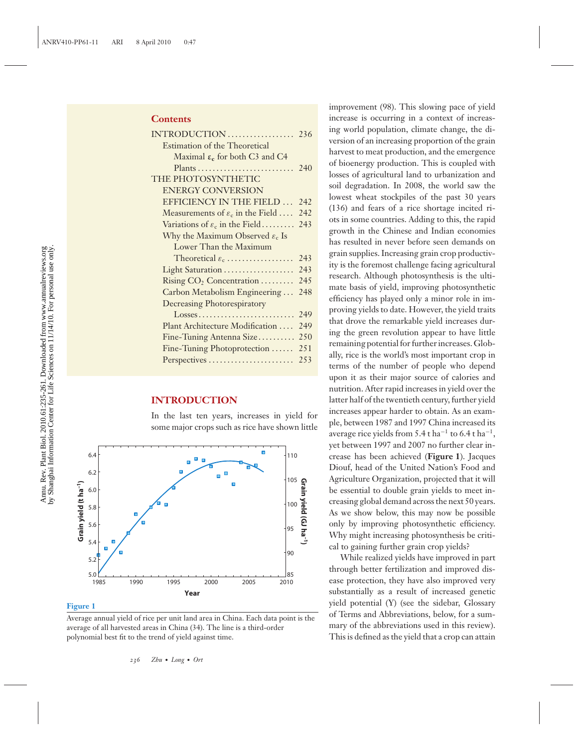## Contents

| | |
|---|---|
| INTRODUCTION | 236 |
| Estimation of the Theoretical Maximal $\varepsilon_c$ for both C3 and C4 Plants | 240 |
| THE PHOTOSYNTHETIC ENERGY CONVERSION EFFICIENCY IN THE FIELD | 242 |
| Measurements of $\varepsilon_c$ in the Field | 242 |
| Variations of $\varepsilon_c$ in the Field | 243 |
| Why the Maximum Observed $\varepsilon_c$ Is Lower Than the Maximum Theoretical $\varepsilon_c$ | 243 |
| Light Saturation | 243 |
| Rising $CO_2$ Concentration | 245 |
| Carbon Metabolism Engineering | 248 |
| Decreasing Photorespiratory Losses | 249 |
| Plant Architecture Modification | 249 |
| Fine-Tuning Antenna Size | 250 |
| Fine-Tuning Photoprotection | 251 |
| Perspectives | 253 |

## INTRODUCTION

In the last ten years, increases in yield for some major crops such as rice have shown little improvement (98). This slowing pace of yield increase is occurring in a context of increasing world population, climate change, the diversion of an increasing proportion of the grain harvest to meat production, and the emergence of bioenergy production. This is coupled with losses of agricultural land to urbanization and soil degradation. In 2008, the world saw the lowest wheat stockpiles of the past 30 years (136) and fears of a rice shortage incited riots in some countries. Adding to this, the rapid growth in the Chinese and Indian economies has resulted in never before seen demands on grain supplies. Increasing grain crop productivity is the foremost challenge facing agricultural research. Although photosynthesis is the ultimate basis of yield, improving photosynthetic efficiency has played only a minor role in improving yields to date. However, the yield traits that drove the remarkable yield increases during the green revolution appear to have little remaining potential for further increases. Globally, rice is the world's most important crop in terms of the number of people who depend upon it as their major source of calories and nutrition. After rapid increases in yield over the latter half of the twentieth century, further yield increases appear harder to obtain. As an example, between 1987 and 1997 China increased its average rice yields from 5.4 t ha$^{-1}$ to 6.4 t ha$^{-1}$, yet between 1997 and 2007 no further clear increase has been achieved (**Figure 1**). Jacques Diouf, head of the United Nation's Food and Agriculture Organization, projected that it will be essential to double grain yields to meet increasing global demand across the next 50 years. As we show below, this may now be possible only by improving photosynthetic efficiency. Why might increasing photosynthesis be critical to gaining further grain crop yields?

**Figure 1**

Average annual yield of rice per unit land area in China. Each data point is the average of all harvested areas in China (34). The line is a third-order polynomial best fit to the trend of yield against time.

While realized yields have improved in part through better fertilization and improved disease protection, they have also improved very substantially as a result of increased genetic yield potential (Y) (see the sidebar, Glossary of Terms and Abbreviations, below, for a summary of the abbreviations used in this review). This is defined as the yield that a crop can attain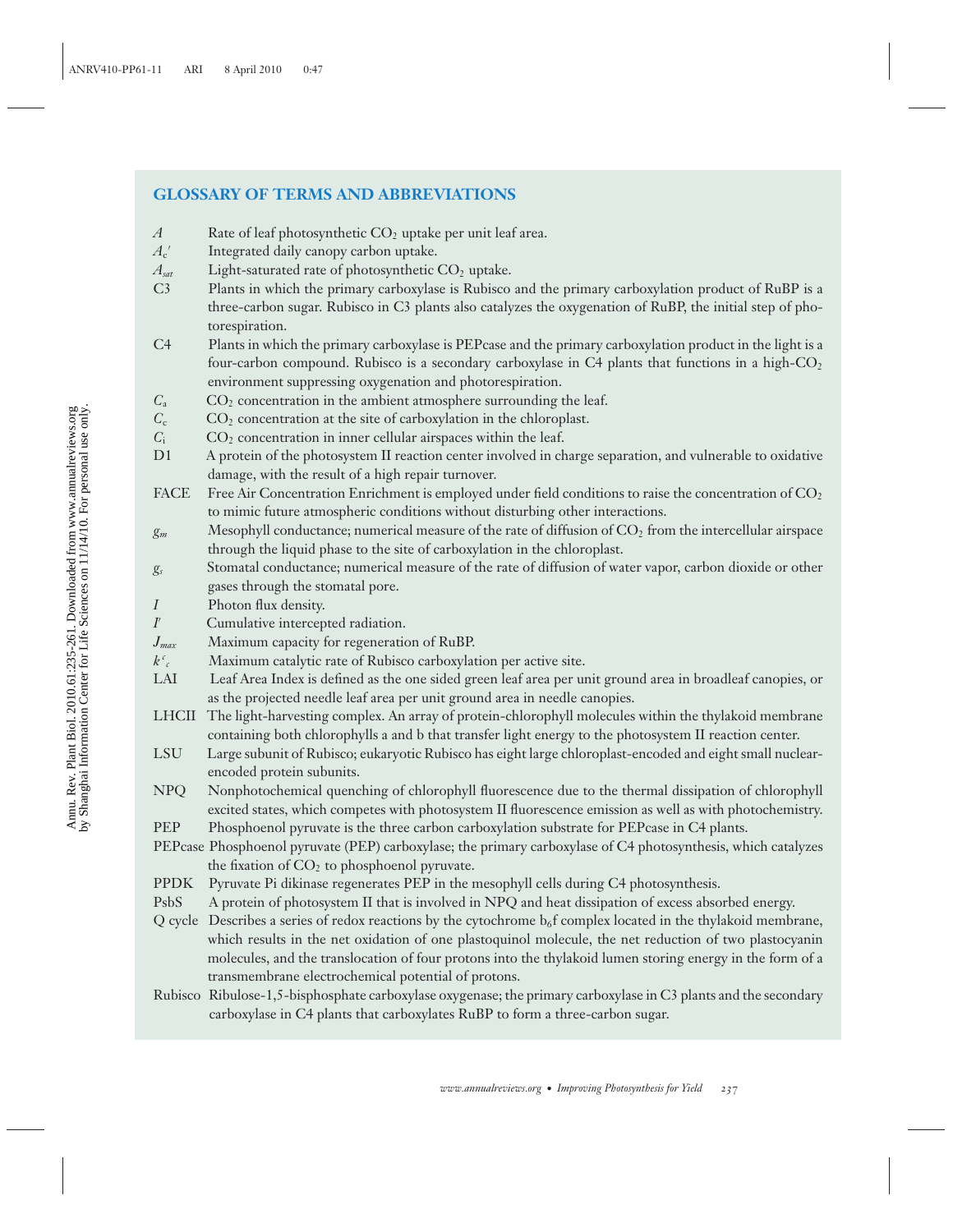## GLOSSARY OF TERMS AND ABBREVIATIONS

- $A$ — Rate of leaf photosynthetic $CO_2$ uptake per unit leaf area.
- $A_c'$ — Integrated daily canopy carbon uptake.
- $A_{sat}$ — Light-saturated rate of photosynthetic $CO_2$ uptake.
- C3 — Plants in which the primary carboxylase is Rubisco and the primary carboxylation product of RuBP is a three-carbon sugar. Rubisco in C3 plants also catalyzes the oxygenation of RuBP, the initial step of photorespiration.
- C4 — Plants in which the primary carboxylase is PEPcase and the primary carboxylation product in the light is a four-carbon compound. Rubisco is a secondary carboxylase in C4 plants that functions in a high-$CO_2$ environment suppressing oxygenation and photorespiration.
- $C_a$ — $CO_2$ concentration in the ambient atmosphere surrounding the leaf.
- $C_c$ — $CO_2$ concentration at the site of carboxylation in the chloroplast.
- $C_i$ — $CO_2$ concentration in inner cellular airspaces within the leaf.
- D1 — A protein of the photosystem II reaction center involved in charge separation, and vulnerable to oxidative damage, with the result of a high repair turnover.
- FACE — Free Air Concentration Enrichment is employed under field conditions to raise the concentration of $CO_2$ to mimic future atmospheric conditions without disturbing other interactions.
- $g_m$ — Mesophyll conductance; numerical measure of the rate of diffusion of $CO_2$ from the intercellular airspace through the liquid phase to the site of carboxylation in the chloroplast.
- $g_s$ — Stomatal conductance; numerical measure of the rate of diffusion of water vapor, carbon dioxide or other gases through the stomatal pore.
- $I$ — Photon flux density.
- $I'$ — Cumulative intercepted radiation.
- $J_{max}$ — Maximum capacity for regeneration of RuBP.
- $k^c_c$ — Maximum catalytic rate of Rubisco carboxylation per active site.
- LAI — Leaf Area Index is defined as the one sided green leaf area per unit ground area in broadleaf canopies, or as the projected needle leaf area per unit ground area in needle canopies.
- LHCII — The light-harvesting complex. An array of protein-chlorophyll molecules within the thylakoid membrane containing both chlorophylls a and b that transfer light energy to the photosystem II reaction center.
- LSU — Large subunit of Rubisco; eukaryotic Rubisco has eight large chloroplast-encoded and eight small nuclear-encoded protein subunits.
- NPQ — Nonphotochemical quenching of chlorophyll fluorescence due to the thermal dissipation of chlorophyll excited states, which competes with photosystem II fluorescence emission as well as with photochemistry.
- PEP — Phosphoenol pyruvate is the three carbon carboxylation substrate for PEPcase in C4 plants.
- PEPcase — Phosphoenol pyruvate (PEP) carboxylase; the primary carboxylase of C4 photosynthesis, which catalyzes the fixation of $CO_2$ to phosphoenol pyruvate.
- PPDK — Pyruvate Pi dikinase regenerates PEP in the mesophyll cells during C4 photosynthesis.
- PsbS — A protein of photosystem II that is involved in NPQ and heat dissipation of excess absorbed energy.
- Q cycle — Describes a series of redox reactions by the cytochrome $b_6f$ complex located in the thylakoid membrane, which results in the net oxidation of one plastoquinol molecule, the net reduction of two plastocyanin molecules, and the translocation of four protons into the thylakoid lumen storing energy in the form of a transmembrane electrochemical potential of protons.
- Rubisco — Ribulose-1,5-bisphosphate carboxylase oxygenase; the primary carboxylase in C3 plants and the secondary carboxylase in C4 plants that carboxylates RuBP to form a three-carbon sugar.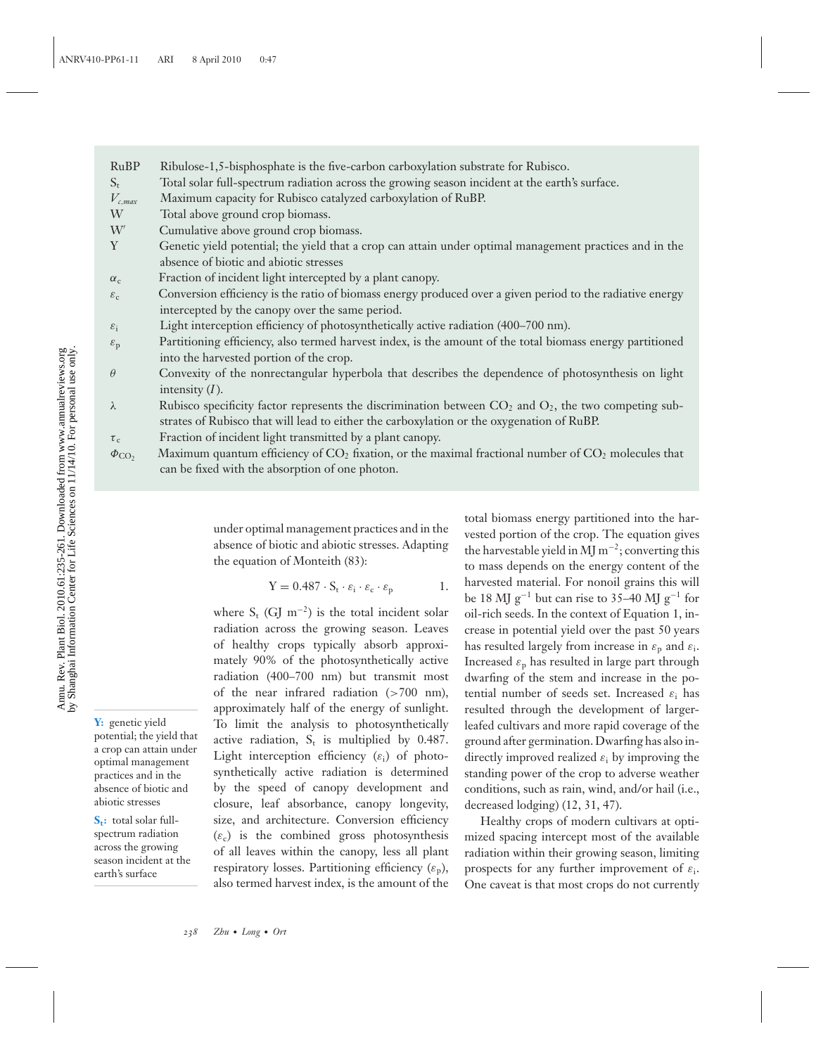| | |
|---|---|
| RuBP | Ribulose-1,5-bisphosphate is the five-carbon carboxylation substrate for Rubisco. |
| $S_t$ | Total solar full-spectrum radiation across the growing season incident at the earth's surface. |
| $V_{c,max}$ | Maximum capacity for Rubisco catalyzed carboxylation of RuBP. |
| W | Total above ground crop biomass. |
| W′ | Cumulative above ground crop biomass. |
| Y | Genetic yield potential; the yield that a crop can attain under optimal management practices and in the absence of biotic and abiotic stresses |
| $\alpha_c$ | Fraction of incident light intercepted by a plant canopy. |
| $\varepsilon_c$ | Conversion efficiency is the ratio of biomass energy produced over a given period to the radiative energy intercepted by the canopy over the same period. |
| $\varepsilon_i$ | Light interception efficiency of photosynthetically active radiation (400–700 nm). |
| $\varepsilon_p$ | Partitioning efficiency, also termed harvest index, is the amount of the total biomass energy partitioned into the harvested portion of the crop. |
| $\theta$ | Convexity of the nonrectangular hyperbola that describes the dependence of photosynthesis on light intensity ($I$). |
| $\lambda$ | Rubisco specificity factor represents the discrimination between $CO_2$ and $O_2$, the two competing substrates of Rubisco that will lead to either the carboxylation or the oxygenation of RuBP. |
| $\tau_c$ | Fraction of incident light transmitted by a plant canopy. |
| $\Phi_{CO_2}$ | Maximum quantum efficiency of $CO_2$ fixation, or the maximal fractional number of $CO_2$ molecules that can be fixed with the absorption of one photon. |

under optimal management practices and in the absence of biotic and abiotic stresses. Adapting the equation of Monteith (83):

$$Y = 0.487 \cdot S_t \cdot \varepsilon_i \cdot \varepsilon_c \cdot \varepsilon_p \qquad 1.$$

where $S_t$ (GJ $m^{-2}$) is the total incident solar radiation across the growing season. Leaves of healthy crops typically absorb approximately 90% of the photosynthetically active radiation (400–700 nm) but transmit most of the near infrared radiation (>700 nm), approximately half of the energy of sunlight. To limit the analysis to photosynthetically active radiation, $S_t$ is multiplied by 0.487. Light interception efficiency ($\varepsilon_i$) of photosynthetically active radiation is determined by the speed of canopy development and closure, leaf absorbance, canopy longevity, size, and architecture. Conversion efficiency ($\varepsilon_c$) is the combined gross photosynthesis of all leaves within the canopy, less all plant respiratory losses. Partitioning efficiency ($\varepsilon_p$), also termed harvest index, is the amount of the total biomass energy partitioned into the harvested portion of the crop. The equation gives the harvestable yield in MJ $m^{-2}$; converting this to mass depends on the energy content of the harvested material. For nonoil grains this will be 18 MJ $g^{-1}$ but can rise to 35–40 MJ $g^{-1}$ for oil-rich seeds. In the context of Equation 1, increase in potential yield over the past 50 years has resulted largely from increase in $\varepsilon_p$ and $\varepsilon_i$. Increased $\varepsilon_p$ has resulted in large part through dwarfing of the stem and increase in the potential number of seeds set. Increased $\varepsilon_i$ has resulted through the development of larger-leafed cultivars and more rapid coverage of the ground after germination. Dwarfing has also indirectly improved realized $\varepsilon_i$ by improving the standing power of the crop to adverse weather conditions, such as rain, wind, and/or hail (i.e., decreased lodging) (12, 31, 47).

**Y:** genetic yield potential; the yield that a crop can attain under optimal management practices and in the absence of biotic and abiotic stresses

**$S_t$:** total solar full-spectrum radiation across the growing season incident at the earth's surface

Healthy crops of modern cultivars at optimized spacing intercept most of the available radiation within their growing season, limiting prospects for any further improvement of $\varepsilon_i$. One caveat is that most crops do not currently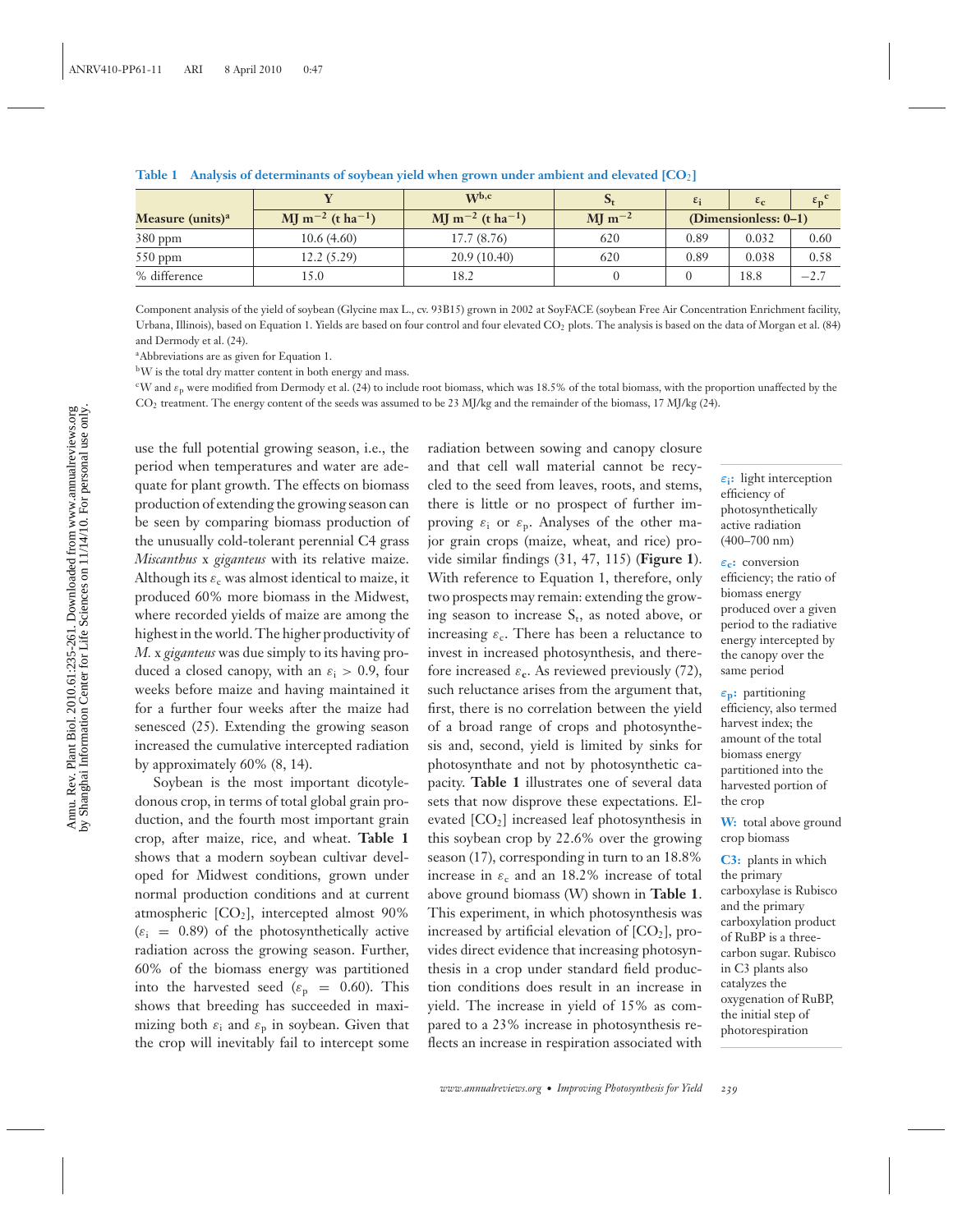**Table 1 Analysis of determinants of soybean yield when grown under ambient and elevated [$CO_2$]**

| Measure (units)[a] | Y | W[b,c] | $S_t$ | $\varepsilon_i$ | $\varepsilon_c$ | $\varepsilon_p$[c] |
|---|---|---|---|---|---|---|
| | $MJ\ m^{-2}$ ($t\ ha^{-1}$) | $MJ\ m^{-2}$ ($t\ ha^{-1}$) | $MJ\ m^{-2}$ | (Dimensionless: 0–1) | | |
| 380 ppm | 10.6 (4.60) | 17.7 (8.76) | 620 | 0.89 | 0.032 | 0.60 |
| 550 ppm | 12.2 (5.29) | 20.9 (10.40) | 620 | 0.89 | 0.038 | 0.58 |
| % difference | 15.0 | 18.2 | 0 | 0 | 18.8 | −2.7 |

Component analysis of the yield of soybean (Glycine max L., cv. 93B15) grown in 2002 at SoyFACE (soybean Free Air Concentration Enrichment facility, Urbana, Illinois), based on Equation 1. Yields are based on four control and four elevated $CO_2$ plots. The analysis is based on the data of Morgan et al. (84) and Dermody et al. (24).

[a]Abbreviations are as given for Equation 1.

[b]W is the total dry matter content in both energy and mass.

[c]W and $\varepsilon_p$ were modified from Dermody et al. (24) to include root biomass, which was 18.5% of the total biomass, with the proportion unaffected by the $CO_2$ treatment. The energy content of the seeds was assumed to be 23 MJ/kg and the remainder of the biomass, 17 MJ/kg (24).

use the full potential growing season, i.e., the period when temperatures and water are adequate for plant growth. The effects on biomass production of extending the growing season can be seen by comparing biomass production of the unusually cold-tolerant perennial C4 grass *Miscanthus* x *giganteus* with its relative maize. Although its $\varepsilon_c$ was almost identical to maize, it produced 60% more biomass in the Midwest, where recorded yields of maize are among the highest in the world. The higher productivity of *M.* x *giganteus* was due simply to its having produced a closed canopy, with an $\varepsilon_i > 0.9$, four weeks before maize and having maintained it for a further four weeks after the maize had senesced (25). Extending the growing season increased the cumulative intercepted radiation by approximately 60% (8, 14).

Soybean is the most important dicotyledonous crop, in terms of total global grain production, and the fourth most important grain crop, after maize, rice, and wheat. **Table 1** shows that a modern soybean cultivar developed for Midwest conditions, grown under normal production conditions and at current atmospheric [$CO_2$], intercepted almost 90% ($\varepsilon_i = 0.89$) of the photosynthetically active radiation across the growing season. Further, 60% of the biomass energy was partitioned into the harvested seed ($\varepsilon_p = 0.60$). This shows that breeding has succeeded in maximizing both $\varepsilon_i$ and $\varepsilon_p$ in soybean. Given that the crop will inevitably fail to intercept some radiation between sowing and canopy closure and that cell wall material cannot be recycled to the seed from leaves, roots, and stems, there is little or no prospect of further improving $\varepsilon_i$ or $\varepsilon_p$. Analyses of the other major grain crops (maize, wheat, and rice) provide similar findings (31, 47, 115) (**Figure 1**). With reference to Equation 1, therefore, only two prospects may remain: extending the growing season to increase $S_t$, as noted above, or increasing $\varepsilon_c$. There has been a reluctance to invest in increased photosynthesis, and therefore increased $\varepsilon_c$. As reviewed previously (72), such reluctance arises from the argument that, first, there is no correlation between the yield of a broad range of crops and photosynthesis and, second, yield is limited by sinks for photosynthate and not by photosynthetic capacity. **Table 1** illustrates one of several data sets that now disprove these expectations. Elevated [$CO_2$] increased leaf photosynthesis in this soybean crop by 22.6% over the growing season (17), corresponding in turn to an 18.8% increase in $\varepsilon_c$ and an 18.2% increase of total above ground biomass (W) shown in **Table 1**. This experiment, in which photosynthesis was increased by artificial elevation of [$CO_2$], provides direct evidence that increasing photosynthesis in a crop under standard field production conditions does result in an increase in yield. The increase in yield of 15% as compared to a 23% increase in photosynthesis reflects an increase in respiration associated with

**$\varepsilon_i$:** light interception efficiency of photosynthetically active radiation (400–700 nm)

**$\varepsilon_c$:** conversion efficiency; the ratio of biomass energy produced over a given period to the radiative energy intercepted by the canopy over the same period

**$\varepsilon_p$:** partitioning efficiency, also termed harvest index; the amount of the total biomass energy partitioned into the harvested portion of the crop

**W:** total above ground crop biomass

**C3:** plants in which the primary carboxylase is Rubisco and the primary carboxylation product of RuBP is a three-carbon sugar. Rubisco in C3 plants also catalyzes the oxygenation of RuBP, the initial step of photorespiration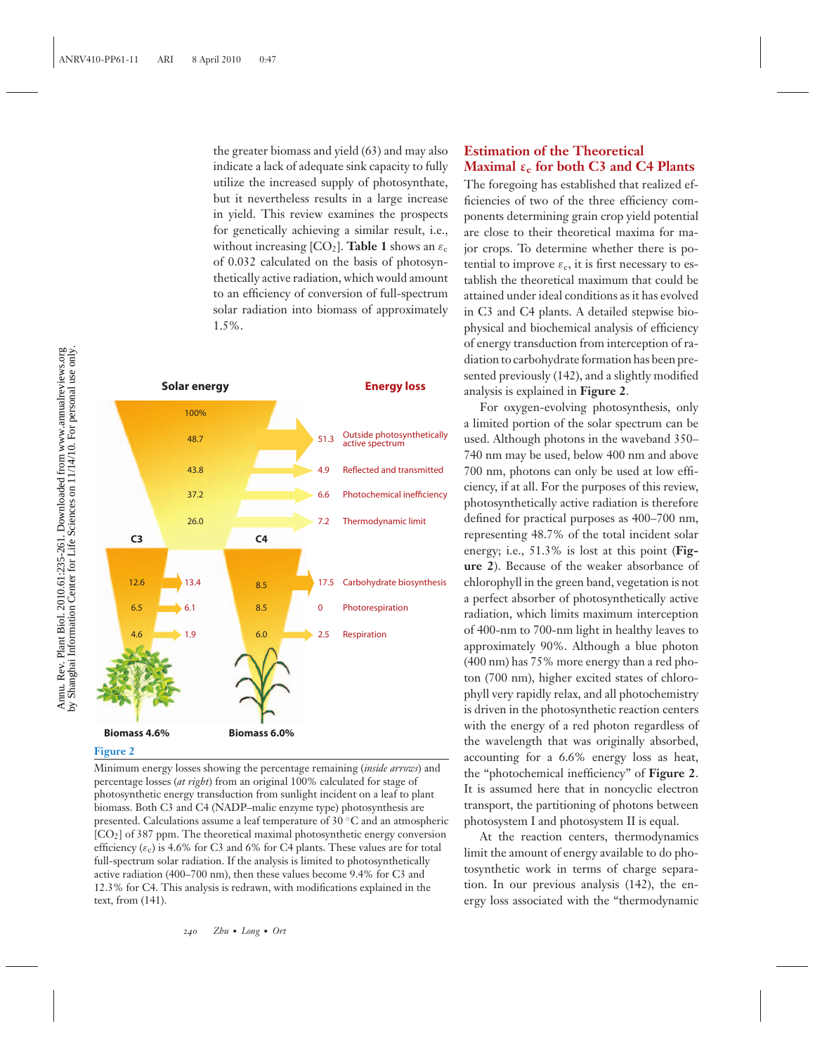the greater biomass and yield (63) and may also indicate a lack of adequate sink capacity to fully utilize the increased supply of photosynthate, but it nevertheless results in a large increase in yield. This review examines the prospects for genetically achieving a similar result, i.e., without increasing [$CO_2$]. **Table 1** shows an $\varepsilon_c$ of 0.032 calculated on the basis of photosynthetically active radiation, which would amount to an efficiency of conversion of full-spectrum solar radiation into biomass of approximately 1.5%.

**Figure 2**

Minimum energy losses showing the percentage remaining (*inside arrows*) and percentage losses (*at right*) from an original 100% calculated for stage of photosynthetic energy transduction from sunlight incident on a leaf to plant biomass. Both C3 and C4 (NADP–malic enzyme type) photosynthesis are presented. Calculations assume a leaf temperature of 30 °C and an atmospheric [$CO_2$] of 387 ppm. The theoretical maximal photosynthetic energy conversion efficiency ($\varepsilon_c$) is 4.6% for C3 and 6% for C4 plants. These values are for total full-spectrum solar radiation. If the analysis is limited to photosynthetically active radiation (400–700 nm), then these values become 9.4% for C3 and 12.3% for C4. This analysis is redrawn, with modifications explained in the text, from (141).

## Estimation of the Theoretical Maximal $\varepsilon_c$ for both C3 and C4 Plants

The foregoing has established that realized efficiencies of two of the three efficiency components determining grain crop yield potential are close to their theoretical maxima for major crops. To determine whether there is potential to improve $\varepsilon_c$, it is first necessary to establish the theoretical maximum that could be attained under ideal conditions as it has evolved in C3 and C4 plants. A detailed stepwise biophysical and biochemical analysis of efficiency of energy transduction from interception of radiation to carbohydrate formation has been presented previously (142), and a slightly modified analysis is explained in **Figure 2**.

For oxygen-evolving photosynthesis, only a limited portion of the solar spectrum can be used. Although photons in the waveband 350–740 nm may be used, below 400 nm and above 700 nm, photons can only be used at low efficiency, if at all. For the purposes of this review, photosynthetically active radiation is therefore defined for practical purposes as 400–700 nm, representing 48.7% of the total incident solar energy; i.e., 51.3% is lost at this point (**Figure 2**). Because of the weaker absorbance of chlorophyll in the green band, vegetation is not a perfect absorber of photosynthetically active radiation, which limits maximum interception of 400-nm to 700-nm light in healthy leaves to approximately 90%. Although a blue photon (400 nm) has 75% more energy than a red photon (700 nm), higher excited states of chlorophyll very rapidly relax, and all photochemistry is driven in the photosynthetic reaction centers with the energy of a red photon regardless of the wavelength that was originally absorbed, accounting for a 6.6% energy loss as heat, the "photochemical inefficiency" of **Figure 2**. It is assumed here that in noncyclic electron transport, the partitioning of photons between photosystem I and photosystem II is equal.

At the reaction centers, thermodynamics limit the amount of energy available to do photosynthetic work in terms of charge separation. In our previous analysis (142), the energy loss associated with the "thermodynamic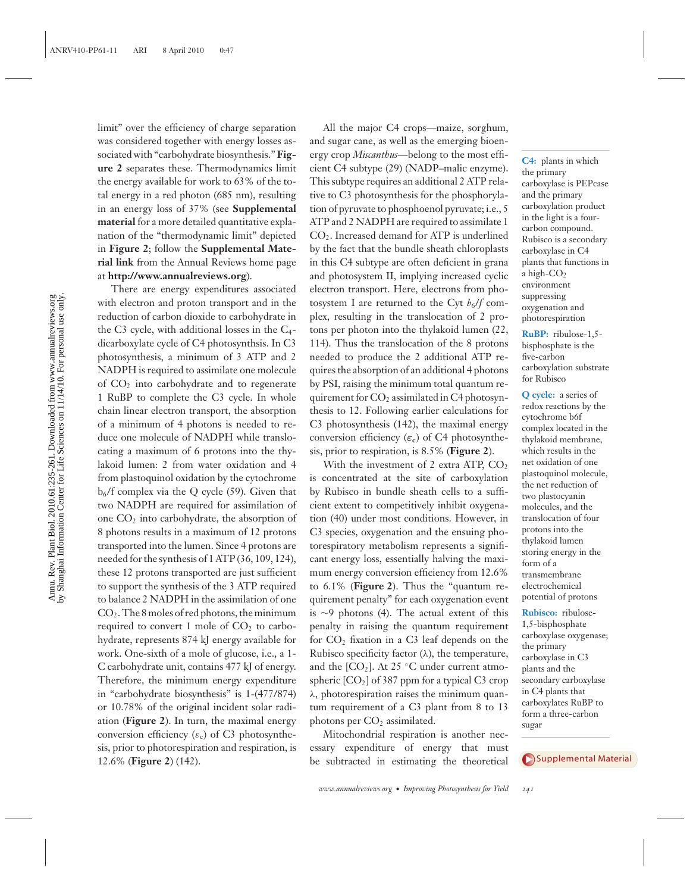limit" over the efficiency of charge separation was considered together with energy losses associated with "carbohydrate biosynthesis." **Figure 2** separates these. Thermodynamics limit the energy available for work to 63% of the total energy in a red photon (685 nm), resulting in an energy loss of 37% (see **Supplemental material** for a more detailed quantitative explanation of the "thermodynamic limit" depicted in **Figure 2**; follow the **Supplemental Material link** from the Annual Reviews home page at **http://www.annualreviews.org**).

There are energy expenditures associated with electron and proton transport and in the reduction of carbon dioxide to carbohydrate in the C3 cycle, with additional losses in the $C_4$-dicarboxylate cycle of C4 photosynthsis. In C3 photosynthesis, a minimum of 3 ATP and 2 NADPH is required to assimilate one molecule of $CO_2$ into carbohydrate and to regenerate 1 RuBP to complete the C3 cycle. In whole chain linear electron transport, the absorption of a minimum of 4 photons is needed to reduce one molecule of NADPH while translocating a maximum of 6 protons into the thylakoid lumen: 2 from water oxidation and 4 from plastoquinol oxidation by the cytochrome $b_6$/f complex via the Q cycle (59). Given that two NADPH are required for assimilation of one $CO_2$ into carbohydrate, the absorption of 8 photons results in a maximum of 12 protons transported into the lumen. Since 4 protons are needed for the synthesis of 1 ATP (36, 109, 124), these 12 protons transported are just sufficient to support the synthesis of the 3 ATP required to balance 2 NADPH in the assimilation of one $CO_2$. The 8 moles of red photons, the minimum required to convert 1 mole of $CO_2$ to carbohydrate, represents 874 kJ energy available for work. One-sixth of a mole of glucose, i.e., a 1-C carbohydrate unit, contains 477 kJ of energy. Therefore, the minimum energy expenditure in "carbohydrate biosynthesis" is 1-(477/874) or 10.78% of the original incident solar radiation (**Figure 2**). In turn, the maximal energy conversion efficiency ($\varepsilon_c$) of C3 photosynthesis, prior to photorespiration and respiration, is 12.6% (**Figure 2**) (142).

All the major C4 crops—maize, sorghum, and sugar cane, as well as the emerging bioenergy crop *Miscanthus*—belong to the most efficient C4 subtype (29) (NADP–malic enzyme). This subtype requires an additional 2 ATP relative to C3 photosynthesis for the phosphorylation of pyruvate to phosphoenol pyruvate; i.e., 5 ATP and 2 NADPH are required to assimilate 1 $CO_2$. Increased demand for ATP is underlined by the fact that the bundle sheath chloroplasts in this C4 subtype are often deficient in grana and photosystem II, implying increased cyclic electron transport. Here, electrons from photosystem I are returned to the Cyt $b_6/f$ complex, resulting in the translocation of 2 protons per photon into the thylakoid lumen (22, 114). Thus the translocation of the 8 protons needed to produce the 2 additional ATP requires the absorption of an additional 4 photons by PSI, raising the minimum total quantum requirement for $CO_2$ assimilated in C4 photosynthesis to 12. Following earlier calculations for C3 photosynthesis (142), the maximal energy conversion efficiency ($\varepsilon_c$) of C4 photosynthesis, prior to respiration, is 8.5% (**Figure 2**).

With the investment of 2 extra ATP, $CO_2$ is concentrated at the site of carboxylation by Rubisco in bundle sheath cells to a sufficient extent to competitively inhibit oxygenation (40) under most conditions. However, in C3 species, oxygenation and the ensuing photorespiratory metabolism represents a significant energy loss, essentially halving the maximum energy conversion efficiency from 12.6% to 6.1% (**Figure 2**). Thus the "quantum requirement penalty" for each oxygenation event is ~9 photons (4). The actual extent of this penalty in raising the quantum requirement for $CO_2$ fixation in a C3 leaf depends on the Rubisco specificity factor ($\lambda$), the temperature, and the [$CO_2$]. At 25 °C under current atmospheric [$CO_2$] of 387 ppm for a typical C3 crop $\lambda$, photorespiration raises the minimum quantum requirement of a C3 plant from 8 to 13 photons per $CO_2$ assimilated.

Mitochondrial respiration is another necessary expenditure of energy that must be subtracted in estimating the theoretical

**C4:** plants in which the primary carboxylase is PEPcase and the primary carboxylation product in the light is a four-carbon compound. Rubisco is a secondary carboxylase in C4 plants that functions in a high-$CO_2$ environment suppressing oxygenation and photorespiration

**RuBP:** ribulose-1,5-bisphosphate is the five-carbon carboxylation substrate for Rubisco

**Q cycle:** a series of redox reactions by the cytochrome b6f complex located in the thylakoid membrane, which results in the net oxidation of one plastoquinol molecule, the net reduction of two plastocyanin molecules, and the translocation of four protons into the thylakoid lumen storing energy in the form of a transmembrane electrochemical potential of protons

**Rubisco:** ribulose-1,5-bisphosphate carboxylase oxygenase; the primary carboxylase in C3 plants and the secondary carboxylase in C4 plants that carboxylates RuBP to form a three-carbon sugar

Supplemental Material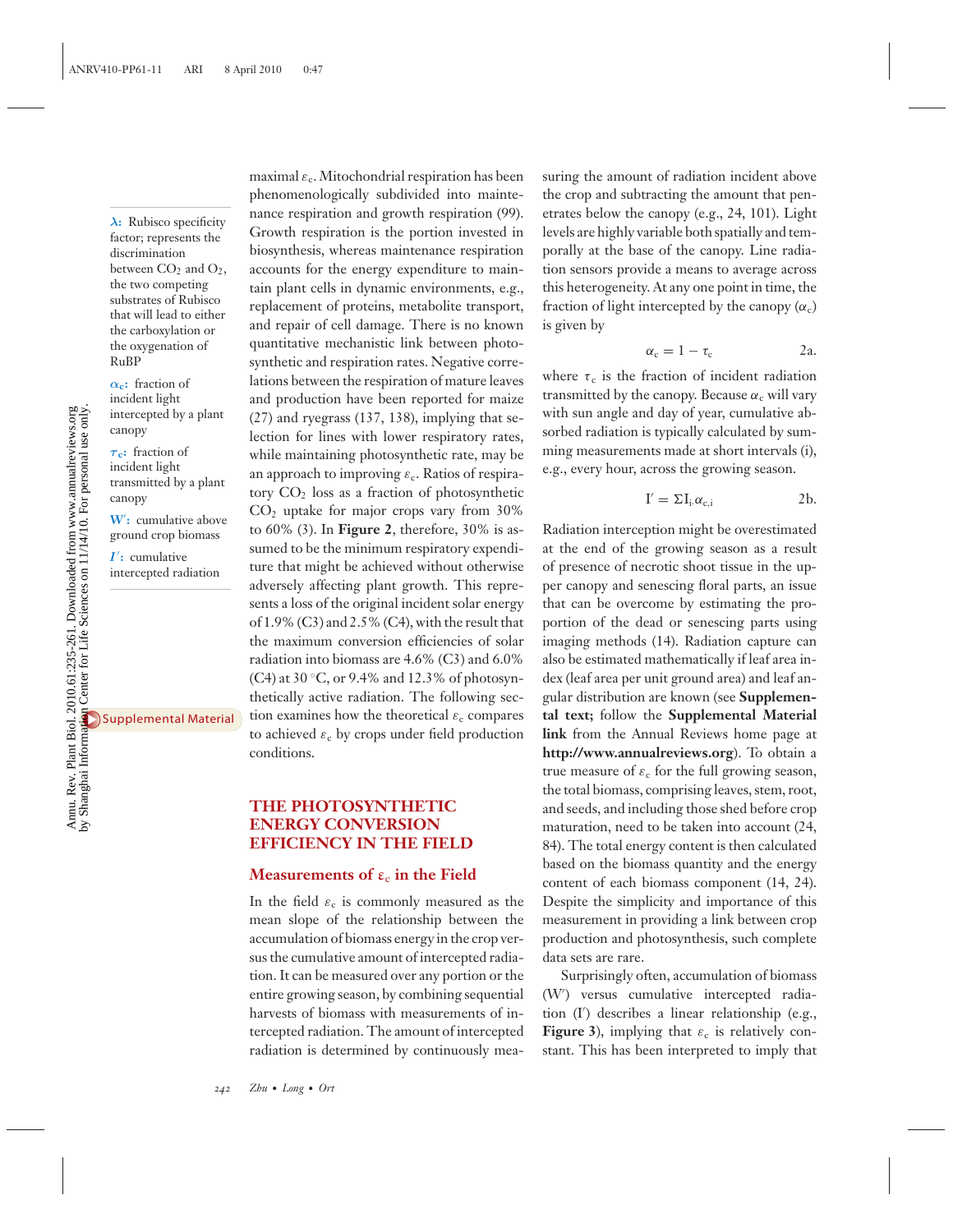**λ:** Rubisco specificity factor; represents the discrimination between $CO_2$ and $O_2$, the two competing substrates of Rubisco that will lead to either the carboxylation or the oxygenation of RuBP

**$\alpha_c$:** fraction of incident light intercepted by a plant canopy

**$\tau_c$:** fraction of incident light transmitted by a plant canopy

**W′:** cumulative above ground crop biomass

**I′:** cumulative intercepted radiation

Supplemental Material

maximal $\varepsilon_c$. Mitochondrial respiration has been phenomenologically subdivided into maintenance respiration and growth respiration (99). Growth respiration is the portion invested in biosynthesis, whereas maintenance respiration accounts for the energy expenditure to maintain plant cells in dynamic environments, e.g., replacement of proteins, metabolite transport, and repair of cell damage. There is no known quantitative mechanistic link between photosynthetic and respiration rates. Negative correlations between the respiration of mature leaves and production have been reported for maize (27) and ryegrass (137, 138), implying that selection for lines with lower respiratory rates, while maintaining photosynthetic rate, may be an approach to improving $\varepsilon_c$. Ratios of respiratory $CO_2$ loss as a fraction of photosynthetic $CO_2$ uptake for major crops vary from 30% to 60% (3). In **Figure 2**, therefore, 30% is assumed to be the minimum respiratory expenditure that might be achieved without otherwise adversely affecting plant growth. This represents a loss of the original incident solar energy of 1.9% (C3) and 2.5% (C4), with the result that the maximum conversion efficiencies of solar radiation into biomass are 4.6% (C3) and 6.0% (C4) at 30 °C, or 9.4% and 12.3% of photosynthetically active radiation. The following section examines how the theoretical $\varepsilon_c$ compares to achieved $\varepsilon_c$ by crops under field production conditions.

## THE PHOTOSYNTHETIC ENERGY CONVERSION EFFICIENCY IN THE FIELD

### Measurements of $\varepsilon_c$ in the Field

In the field $\varepsilon_c$ is commonly measured as the mean slope of the relationship between the accumulation of biomass energy in the crop versus the cumulative amount of intercepted radiation. It can be measured over any portion or the entire growing season, by combining sequential harvests of biomass with measurements of intercepted radiation. The amount of intercepted radiation is determined by continuously measuring the amount of radiation incident above the crop and subtracting the amount that penetrates below the canopy (e.g., 24, 101). Light levels are highly variable both spatially and temporally at the base of the canopy. Line radiation sensors provide a means to average across this heterogeneity. At any one point in time, the fraction of light intercepted by the canopy ($\alpha_c$) is given by

$$\alpha_c = 1 - \tau_c \tag{2a}$$

where $\tau_c$ is the fraction of incident radiation transmitted by the canopy. Because $\alpha_c$ will vary with sun angle and day of year, cumulative absorbed radiation is typically calculated by summing measurements made at short intervals (i), e.g., every hour, across the growing season.

$$I' = \Sigma I_i.\alpha_{c,i} \tag{2b}$$

Radiation interception might be overestimated at the end of the growing season as a result of presence of necrotic shoot tissue in the upper canopy and senescing floral parts, an issue that can be overcome by estimating the proportion of the dead or senescing parts using imaging methods (14). Radiation capture can also be estimated mathematically if leaf area index (leaf area per unit ground area) and leaf angular distribution are known (see **Supplemental text;** follow the **Supplemental Material link** from the Annual Reviews home page at **http://www.annualreviews.org**). To obtain a true measure of $\varepsilon_c$ for the full growing season, the total biomass, comprising leaves, stem, root, and seeds, and including those shed before crop maturation, need to be taken into account (24, 84). The total energy content is then calculated based on the biomass quantity and the energy content of each biomass component (14, 24). Despite the simplicity and importance of this measurement in providing a link between crop production and photosynthesis, such complete data sets are rare.

Surprisingly often, accumulation of biomass (W′) versus cumulative intercepted radiation (I′) describes a linear relationship (e.g., **Figure 3**), implying that $\varepsilon_c$ is relatively constant. This has been interpreted to imply that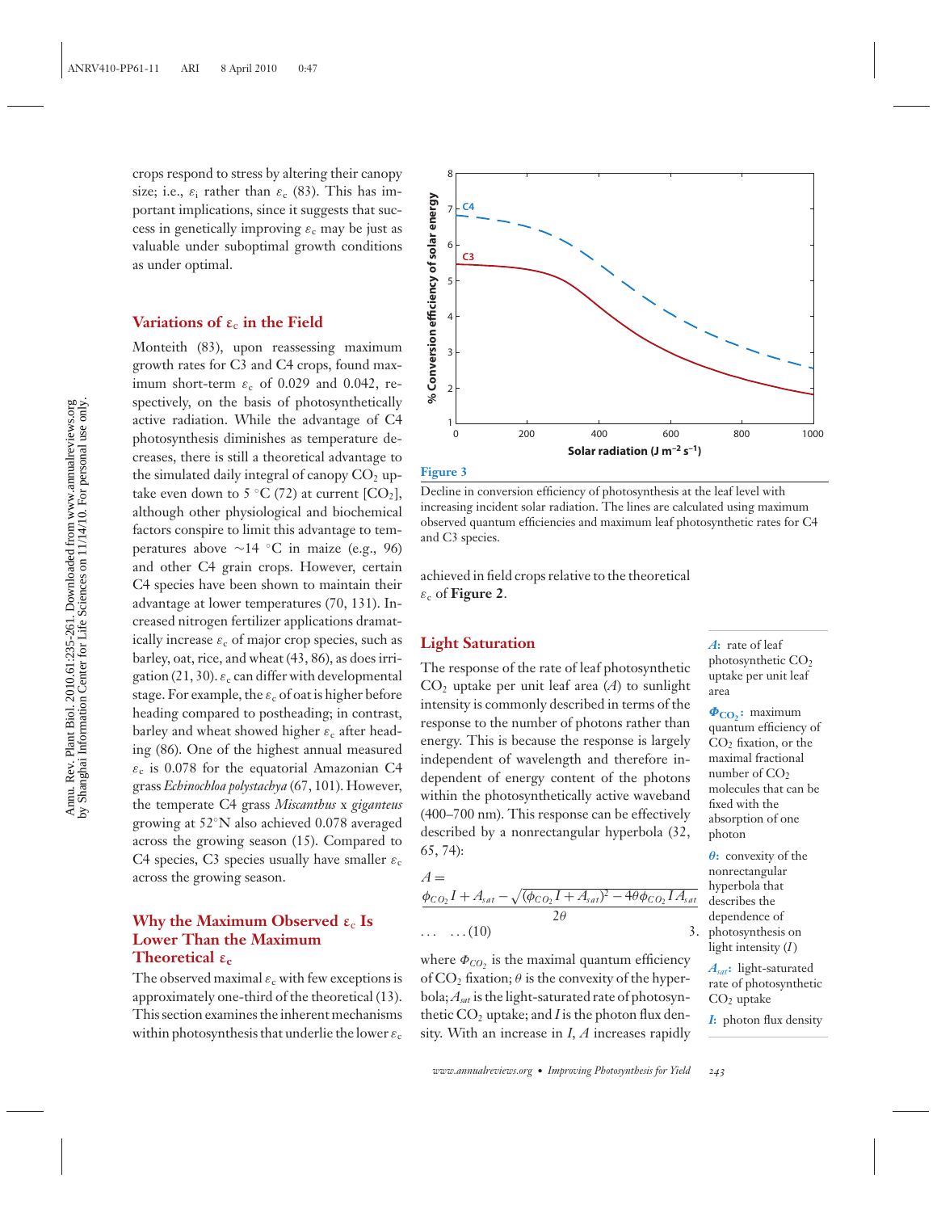crops respond to stress by altering their canopy size; i.e., $\varepsilon_i$ rather than $\varepsilon_c$ (83). This has important implications, since it suggests that success in genetically improving $\varepsilon_c$ may be just as valuable under suboptimal growth conditions as under optimal.

### Variations of $\varepsilon_c$ in the Field

Monteith (83), upon reassessing maximum growth rates for C3 and C4 crops, found maximum short-term $\varepsilon_c$ of 0.029 and 0.042, respectively, on the basis of photosynthetically active radiation. While the advantage of C4 photosynthesis diminishes as temperature decreases, there is still a theoretical advantage to the simulated daily integral of canopy $CO_2$ uptake even down to 5 °C (72) at current [$CO_2$], although other physiological and biochemical factors conspire to limit this advantage to temperatures above ~14 °C in maize (e.g., 96) and other C4 grain crops. However, certain C4 species have been shown to maintain their advantage at lower temperatures (70, 131). Increased nitrogen fertilizer applications dramatically increase $\varepsilon_c$ of major crop species, such as barley, oat, rice, and wheat (43, 86), as does irrigation (21, 30). $\varepsilon_c$ can differ with developmental stage. For example, the $\varepsilon_c$ of oat is higher before heading compared to postheading; in contrast, barley and wheat showed higher $\varepsilon_c$ after heading (86). One of the highest annual measured $\varepsilon_c$ is 0.078 for the equatorial Amazonian C4 grass *Echinochloa polystachya* (67, 101). However, the temperate C4 grass *Miscanthus* x *giganteus* growing at 52°N also achieved 0.078 averaged across the growing season (15). Compared to C4 species, C3 species usually have smaller $\varepsilon_c$ across the growing season.

### Why the Maximum Observed $\varepsilon_c$ Is Lower Than the Maximum Theoretical $\varepsilon_c$

The observed maximal $\varepsilon_c$ with few exceptions is approximately one-third of the theoretical (13). This section examines the inherent mechanisms within photosynthesis that underlie the lower $\varepsilon_c$ achieved in field crops relative to the theoretical $\varepsilon_c$ of **Figure 2**.

**Figure 3**

Decline in conversion efficiency of photosynthesis at the leaf level with increasing incident solar radiation. The lines are calculated using maximum observed quantum efficiencies and maximum leaf photosynthetic rates for C4 and C3 species.

### Light Saturation

The response of the rate of leaf photosynthetic $CO_2$ uptake per unit leaf area ($A$) to sunlight intensity is commonly described in terms of the response to the number of photons rather than energy. This is because the response is largely independent of wavelength and therefore independent of energy content of the photons within the photosynthetically active waveband (400–700 nm). This response can be effectively described by a nonrectangular hyperbola (32, 65, 74):

$$A = \frac{\phi_{CO_2} I + A_{sat} - \sqrt{(\phi_{CO_2} I + A_{sat})^2 - 4\theta\phi_{CO_2} I A_{sat}}}{2\theta} \quad \ldots \quad \ldots (10) \qquad 3.$$

where $\Phi_{CO_2}$ is the maximal quantum efficiency of $CO_2$ fixation; $\theta$ is the convexity of the hyperbola; $A_{sat}$ is the light-saturated rate of photosynthetic $CO_2$ uptake; and $I$ is the photon flux density. With an increase in $I$, $A$ increases rapidly

***A***: rate of leaf photosynthetic $CO_2$ uptake per unit leaf area

***$\Phi_{CO_2}$***: maximum quantum efficiency of $CO_2$ fixation, or the maximal fractional number of $CO_2$ molecules that can be fixed with the absorption of one photon

***θ***: convexity of the nonrectangular hyperbola that describes the dependence of photosynthesis on light intensity ($I$)

***$A_{sat}$***: light-saturated rate of photosynthetic $CO_2$ uptake

***I***: photon flux density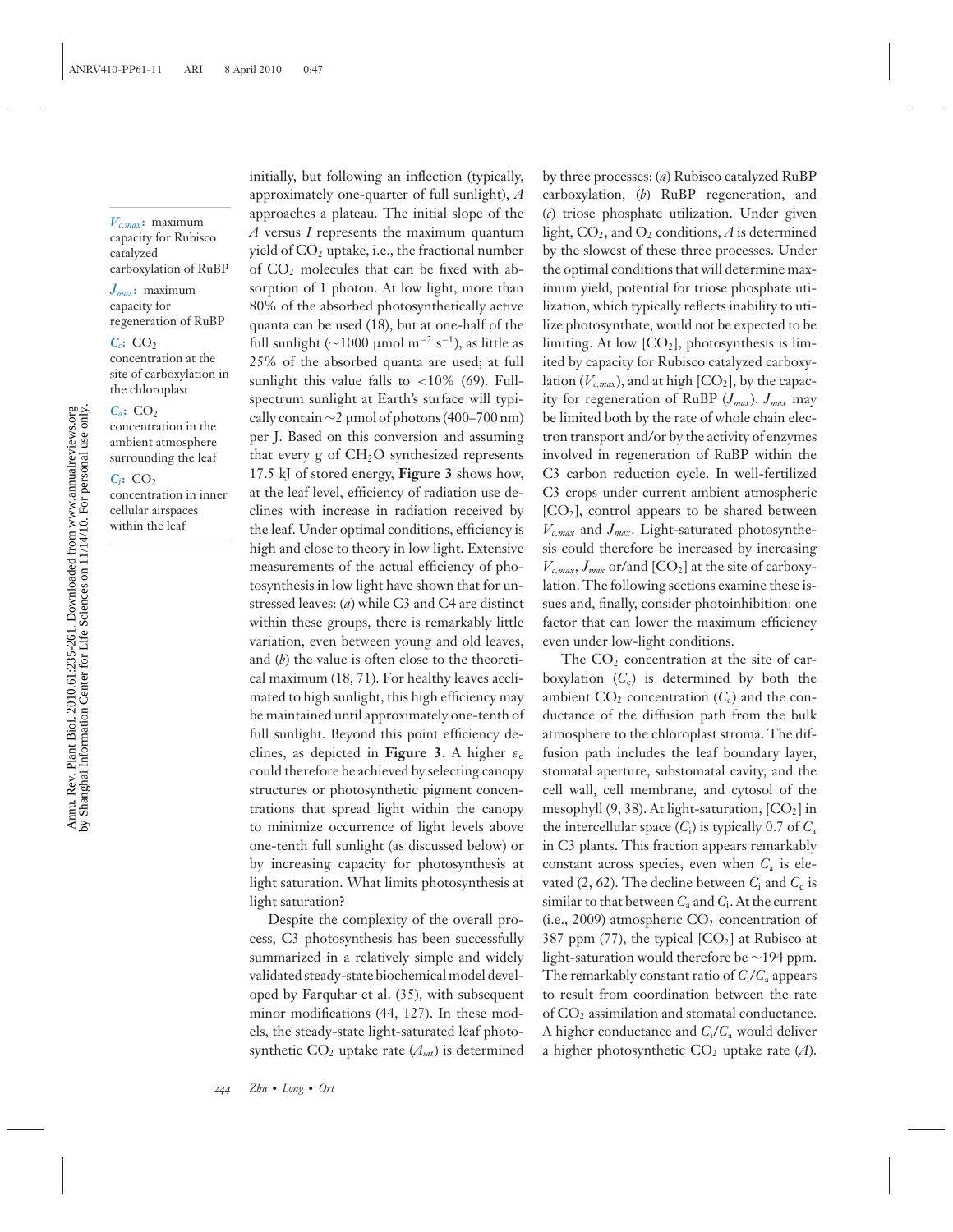$V_{c,max}$: maximum capacity for Rubisco catalyzed carboxylation of RuBP

$J_{max}$: maximum capacity for regeneration of RuBP

$C_c$: $CO_2$ concentration at the site of carboxylation in the chloroplast

$C_a$: $CO_2$ concentration in the ambient atmosphere surrounding the leaf

$C_i$: $CO_2$ concentration in inner cellular airspaces within the leaf

initially, but following an inflection (typically, approximately one-quarter of full sunlight), $A$ approaches a plateau. The initial slope of the $A$ versus $I$ represents the maximum quantum yield of $CO_2$ uptake, i.e., the fractional number of $CO_2$ molecules that can be fixed with absorption of 1 photon. At low light, more than 80% of the absorbed photosynthetically active quanta can be used (18), but at one-half of the full sunlight (~1000 μmol $m^{-2}$ $s^{-1}$), as little as 25% of the absorbed quanta are used; at full sunlight this value falls to <10% (69). Full-spectrum sunlight at Earth's surface will typically contain ~2 μmol of photons (400–700 nm) per J. Based on this conversion and assuming that every g of $CH_2O$ synthesized represents 17.5 kJ of stored energy, **Figure 3** shows how, at the leaf level, efficiency of radiation use declines with increase in radiation received by the leaf. Under optimal conditions, efficiency is high and close to theory in low light. Extensive measurements of the actual efficiency of photosynthesis in low light have shown that for unstressed leaves: (*a*) while C3 and C4 are distinct within these groups, there is remarkably little variation, even between young and old leaves, and (*b*) the value is often close to the theoretical maximum (18, 71). For healthy leaves acclimated to high sunlight, this high efficiency may be maintained until approximately one-tenth of full sunlight. Beyond this point efficiency declines, as depicted in **Figure 3**. A higher $\varepsilon_c$ could therefore be achieved by selecting canopy structures or photosynthetic pigment concentrations that spread light within the canopy to minimize occurrence of light levels above one-tenth full sunlight (as discussed below) or by increasing capacity for photosynthesis at light saturation. What limits photosynthesis at light saturation?

Despite the complexity of the overall process, C3 photosynthesis has been successfully summarized in a relatively simple and widely validated steady-state biochemical model developed by Farquhar et al. (35), with subsequent minor modifications (44, 127). In these models, the steady-state light-saturated leaf photosynthetic $CO_2$ uptake rate ($A_{sat}$) is determined by three processes: (*a*) Rubisco catalyzed RuBP carboxylation, (*b*) RuBP regeneration, and (*c*) triose phosphate utilization. Under given light, $CO_2$, and $O_2$ conditions, $A$ is determined by the slowest of these three processes. Under the optimal conditions that will determine maximum yield, potential for triose phosphate utilization, which typically reflects inability to utilize photosynthate, would not be expected to be limiting. At low [$CO_2$], photosynthesis is limited by capacity for Rubisco catalyzed carboxylation ($V_{c,max}$), and at high [$CO_2$], by the capacity for regeneration of RuBP ($J_{max}$). $J_{max}$ may be limited both by the rate of whole chain electron transport and/or by the activity of enzymes involved in regeneration of RuBP within the C3 carbon reduction cycle. In well-fertilized C3 crops under current ambient atmospheric [$CO_2$], control appears to be shared between $V_{c,max}$ and $J_{max}$. Light-saturated photosynthesis could therefore be increased by increasing $V_{c,max}$, $J_{max}$ or/and [$CO_2$] at the site of carboxylation. The following sections examine these issues and, finally, consider photoinhibition: one factor that can lower the maximum efficiency even under low-light conditions.

The $CO_2$ concentration at the site of carboxylation ($C_c$) is determined by both the ambient $CO_2$ concentration ($C_a$) and the conductance of the diffusion path from the bulk atmosphere to the chloroplast stroma. The diffusion path includes the leaf boundary layer, stomatal aperture, substomatal cavity, and the cell wall, cell membrane, and cytosol of the mesophyll (9, 38). At light-saturation, [$CO_2$] in the intercellular space ($C_i$) is typically 0.7 of $C_a$ in C3 plants. This fraction appears remarkably constant across species, even when $C_a$ is elevated (2, 62). The decline between $C_i$ and $C_c$ is similar to that between $C_a$ and $C_i$. At the current (i.e., 2009) atmospheric $CO_2$ concentration of 387 ppm (77), the typical [$CO_2$] at Rubisco at light-saturation would therefore be ~194 ppm. The remarkably constant ratio of $C_i/C_a$ appears to result from coordination between the rate of $CO_2$ assimilation and stomatal conductance. A higher conductance and $C_i/C_a$ would deliver a higher photosynthetic $CO_2$ uptake rate ($A$).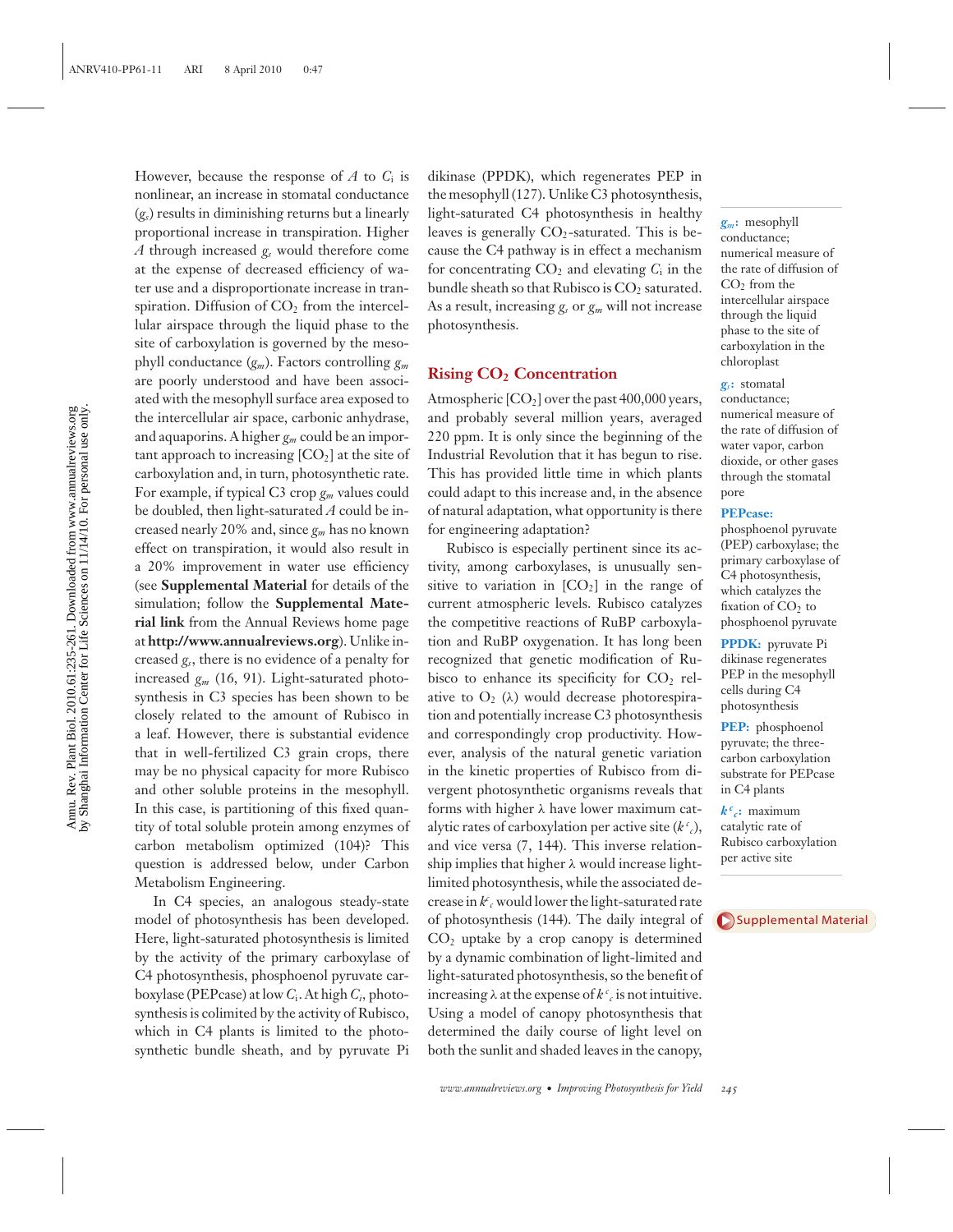However, because the response of $A$ to $C_i$ is nonlinear, an increase in stomatal conductance ($g_s$) results in diminishing returns but a linearly proportional increase in transpiration. Higher $A$ through increased $g_s$ would therefore come at the expense of decreased efficiency of water use and a disproportionate increase in transpiration. Diffusion of $CO_2$ from the intercellular airspace through the liquid phase to the site of carboxylation is governed by the mesophyll conductance ($g_m$). Factors controlling $g_m$ are poorly understood and have been associated with the mesophyll surface area exposed to the intercellular air space, carbonic anhydrase, and aquaporins. A higher $g_m$ could be an important approach to increasing [$CO_2$] at the site of carboxylation and, in turn, photosynthetic rate. For example, if typical C3 crop $g_m$ values could be doubled, then light-saturated $A$ could be increased nearly 20% and, since $g_m$ has no known effect on transpiration, it would also result in a 20% improvement in water use efficiency (see **Supplemental Material** for details of the simulation; follow the **Supplemental Material link** from the Annual Reviews home page at **http://www.annualreviews.org**). Unlike increased $g_s$, there is no evidence of a penalty for increased $g_m$ (16, 91). Light-saturated photosynthesis in C3 species has been shown to be closely related to the amount of Rubisco in a leaf. However, there is substantial evidence that in well-fertilized C3 grain crops, there may be no physical capacity for more Rubisco and other soluble proteins in the mesophyll. In this case, is partitioning of this fixed quantity of total soluble protein among enzymes of carbon metabolism optimized (104)? This question is addressed below, under Carbon Metabolism Engineering.

In C4 species, an analogous steady-state model of photosynthesis has been developed. Here, light-saturated photosynthesis is limited by the activity of the primary carboxylase of C4 photosynthesis, phosphoenol pyruvate carboxylase (PEPcase) at low $C_i$. At high $C_i$, photosynthesis is colimited by the activity of Rubisco, which in C4 plants is limited to the photosynthetic bundle sheath, and by pyruvate Pi dikinase (PPDK), which regenerates PEP in the mesophyll (127). Unlike C3 photosynthesis, light-saturated C4 photosynthesis in healthy leaves is generally $CO_2$-saturated. This is because the C4 pathway is in effect a mechanism for concentrating $CO_2$ and elevating $C_i$ in the bundle sheath so that Rubisco is $CO_2$ saturated. As a result, increasing $g_s$ or $g_m$ will not increase photosynthesis.

## Rising $CO_2$ Concentration

Atmospheric [$CO_2$] over the past 400,000 years, and probably several million years, averaged 220 ppm. It is only since the beginning of the Industrial Revolution that it has begun to rise. This has provided little time in which plants could adapt to this increase and, in the absence of natural adaptation, what opportunity is there for engineering adaptation?

Rubisco is especially pertinent since its activity, among carboxylases, is unusually sensitive to variation in [$CO_2$] in the range of current atmospheric levels. Rubisco catalyzes the competitive reactions of RuBP carboxylation and RuBP oxygenation. It has long been recognized that genetic modification of Rubisco to enhance its specificity for $CO_2$ relative to $O_2$ ($\lambda$) would decrease photorespiration and potentially increase C3 photosynthesis and correspondingly crop productivity. However, analysis of the natural genetic variation in the kinetic properties of Rubisco from divergent photosynthetic organisms reveals that forms with higher $\lambda$ have lower maximum catalytic rates of carboxylation per active site ($k^c_c$), and vice versa (7, 144). This inverse relationship implies that higher $\lambda$ would increase light-limited photosynthesis, while the associated decrease in $k^c_c$ would lower the light-saturated rate of photosynthesis (144). The daily integral of $CO_2$ uptake by a crop canopy is determined by a dynamic combination of light-limited and light-saturated photosynthesis, so the benefit of increasing $\lambda$ at the expense of $k^c_c$ is not intuitive. Using a model of canopy photosynthesis that determined the daily course of light level on both the sunlit and shaded leaves in the canopy,

**$g_m$:** mesophyll conductance; numerical measure of the rate of diffusion of $CO_2$ from the intercellular airspace through the liquid phase to the site of carboxylation in the chloroplast

**$g_s$:** stomatal conductance; numerical measure of the rate of diffusion of water vapor, carbon dioxide, or other gases through the stomatal pore

**PEPcase:** phosphoenol pyruvate (PEP) carboxylase; the primary carboxylase of C4 photosynthesis, which catalyzes the fixation of $CO_2$ to phosphoenol pyruvate

**PPDK:** pyruvate Pi dikinase regenerates PEP in the mesophyll cells during C4 photosynthesis

**PEP:** phosphoenol pyruvate; the three-carbon carboxylation substrate for PEPcase in C4 plants

**$k^c_c$:** maximum catalytic rate of Rubisco carboxylation per active site

Supplemental Material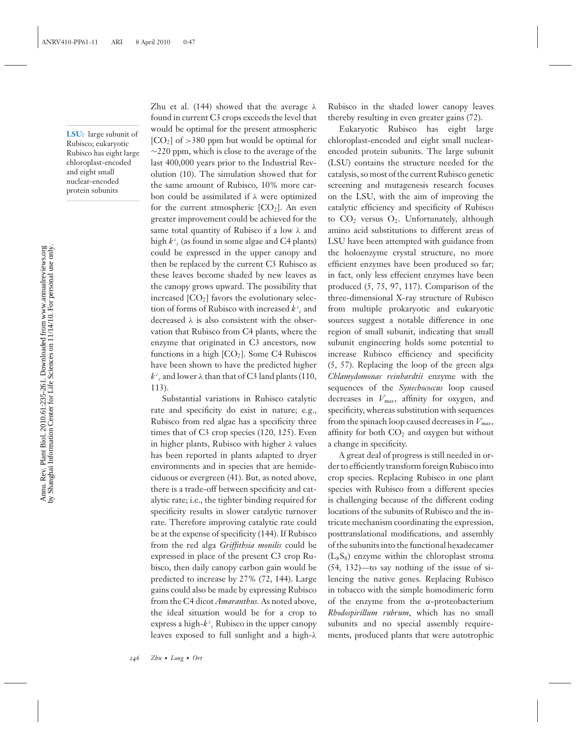**LSU:** large subunit of Rubisco; eukaryotic Rubisco has eight large chloroplast-encoded and eight small nuclear-encoded protein subunits

Zhu et al. (144) showed that the average λ found in current C3 crops exceeds the level that would be optimal for the present atmospheric $[CO_2]$ of >380 ppm but would be optimal for ~220 ppm, which is close to the average of the last 400,000 years prior to the Industrial Revolution (10). The simulation showed that for the same amount of Rubisco, 10% more carbon could be assimilated if λ were optimized for the current atmospheric $[CO_2]$. An even greater improvement could be achieved for the same total quantity of Rubisco if a low λ and high $k^c_c$ (as found in some algae and C4 plants) could be expressed in the upper canopy and then be replaced by the current C3 Rubisco as these leaves become shaded by new leaves as the canopy grows upward. The possibility that increased $[CO_2]$ favors the evolutionary selection of forms of Rubisco with increased $k^c_c$ and decreased λ is also consistent with the observation that Rubisco from C4 plants, where the enzyme that originated in C3 ancestors, now functions in a high $[CO_2]$. Some C4 Rubiscos have been shown to have the predicted higher $k^c_c$ and lower λ than that of C3 land plants (110, 113).

Substantial variations in Rubisco catalytic rate and specificity do exist in nature; e.g., Rubisco from red algae has a specificity three times that of C3 crop species (120, 125). Even in higher plants, Rubisco with higher λ values has been reported in plants adapted to dryer environments and in species that are hemideciduous or evergreen (41). But, as noted above, there is a trade-off between specificity and catalytic rate; i.e., the tighter binding required for specificity results in slower catalytic turnover rate. Therefore improving catalytic rate could be at the expense of specificity (144). If Rubisco from the red alga *Griffithsia monilis* could be expressed in place of the present C3 crop Rubisco, then daily canopy carbon gain would be predicted to increase by 27% (72, 144). Large gains could also be made by expressing Rubisco from the C4 dicot *Amaranthus*. As noted above, the ideal situation would be for a crop to express a high-$k^c_c$ Rubisco in the upper canopy leaves exposed to full sunlight and a high-λ Rubisco in the shaded lower canopy leaves thereby resulting in even greater gains (72).

Eukaryotic Rubisco has eight large chloroplast-encoded and eight small nuclear-encoded protein subunits. The large subunit (LSU) contains the structure needed for the catalysis, so most of the current Rubisco genetic screening and mutagenesis research focuses on the LSU, with the aim of improving the catalytic efficiency and specificity of Rubisco to $CO_2$ versus $O_2$. Unfortunately, although amino acid substitutions to different areas of LSU have been attempted with guidance from the holoenzyme crystal structure, no more efficient enzymes have been produced so far; in fact, only less effecient enzymes have been produced (5, 75, 97, 117). Comparison of the three-dimensional X-ray structure of Rubisco from multiple prokaryotic and eukaryotic sources suggest a notable difference in one region of small subunit, indicating that small subunit engineering holds some potential to increase Rubisco efficiency and specificity (5, 57). Replacing the loop of the green alga *Chlamydomonas reinhardtii* enzyme with the sequences of the *Synechococcus* loop caused decreases in $V_{max}$, affinity for oxygen, and specificity, whereas substitution with sequences from the spinach loop caused decreases in $V_{max}$, affinity for both $CO_2$ and oxygen but without a change in specificity.

A great deal of progress is still needed in order to efficiently transform foreign Rubisco into crop species. Replacing Rubisco in one plant species with Rubisco from a different species is challenging because of the different coding locations of the subunits of Rubisco and the intricate mechanism coordinating the expression, posttranslational modifications, and assembly of the subunits into the functional hexadecamer ($L_8S_8$) enzyme within the chloroplast stroma (54, 132)—to say nothing of the issue of silencing the native genes. Replacing Rubisco in tobacco with the simple homodimeric form of the enzyme from the α-proteobacterium *Rhodospirillum rubrum*, which has no small subunits and no special assembly requirements, produced plants that were autotrophic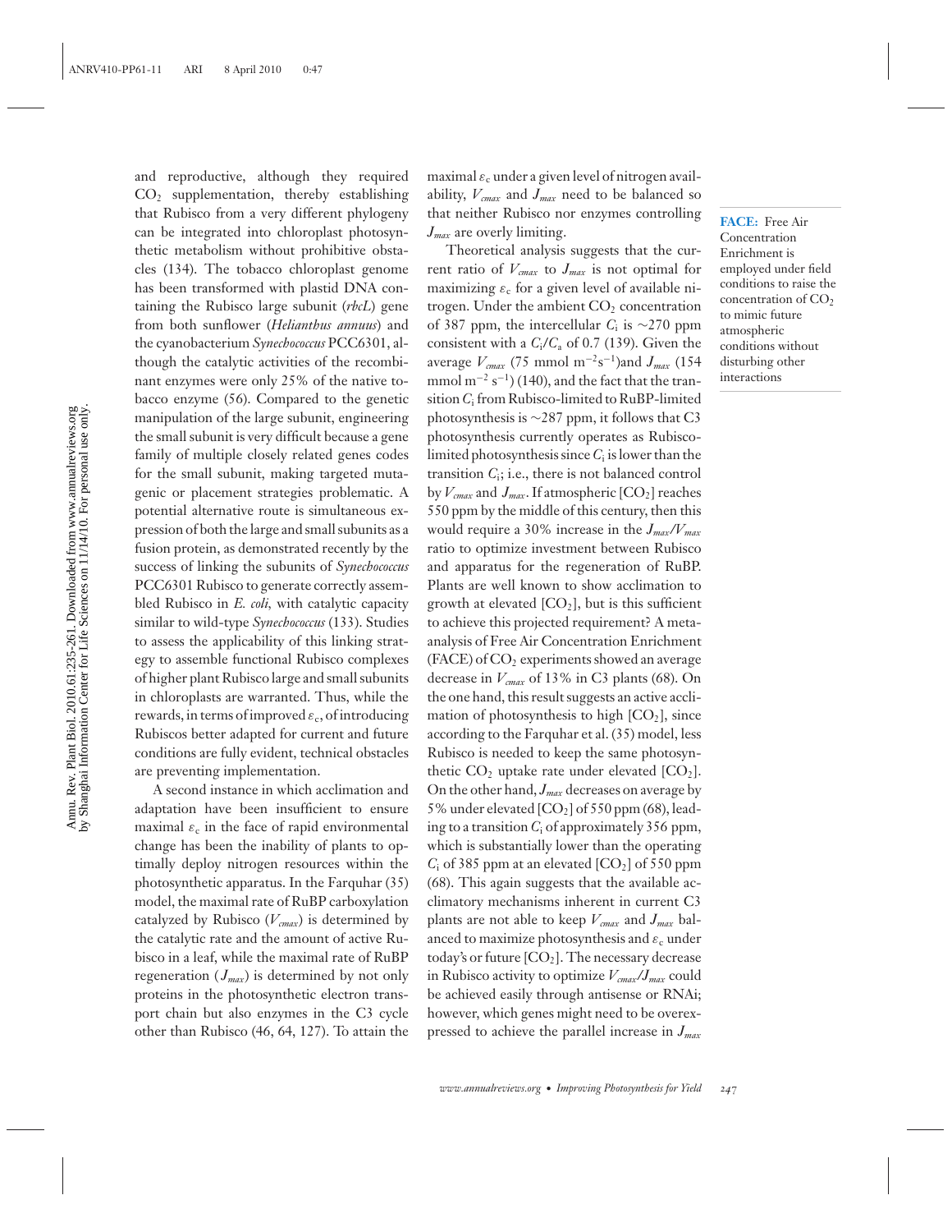and reproductive, although they required $CO_2$ supplementation, thereby establishing that Rubisco from a very different phylogeny can be integrated into chloroplast photosynthetic metabolism without prohibitive obstacles (134). The tobacco chloroplast genome has been transformed with plastid DNA containing the Rubisco large subunit (*rbcL*) gene from both sunflower (*Helianthus annuus*) and the cyanobacterium *Synechococcus* PCC6301, although the catalytic activities of the recombinant enzymes were only 25% of the native tobacco enzyme (56). Compared to the genetic manipulation of the large subunit, engineering the small subunit is very difficult because a gene family of multiple closely related genes codes for the small subunit, making targeted mutagenic or placement strategies problematic. A potential alternative route is simultaneous expression of both the large and small subunits as a fusion protein, as demonstrated recently by the success of linking the subunits of *Synechococcus* PCC6301 Rubisco to generate correctly assembled Rubisco in *E. coli*, with catalytic capacity similar to wild-type *Synechococcus* (133). Studies to assess the applicability of this linking strategy to assemble functional Rubisco complexes of higher plant Rubisco large and small subunits in chloroplasts are warranted. Thus, while the rewards, in terms of improved $\varepsilon_c$, of introducing Rubiscos better adapted for current and future conditions are fully evident, technical obstacles are preventing implementation.

A second instance in which acclimation and adaptation have been insufficient to ensure maximal $\varepsilon_c$ in the face of rapid environmental change has been the inability of plants to optimally deploy nitrogen resources within the photosynthetic apparatus. In the Farquhar (35) model, the maximal rate of RuBP carboxylation catalyzed by Rubisco ($V_{cmax}$) is determined by the catalytic rate and the amount of active Rubisco in a leaf, while the maximal rate of RuBP regeneration ($J_{max}$) is determined by not only proteins in the photosynthetic electron transport chain but also enzymes in the C3 cycle other than Rubisco (46, 64, 127). To attain the maximal $\varepsilon_c$ under a given level of nitrogen availability, $V_{cmax}$ and $J_{max}$ need to be balanced so that neither Rubisco nor enzymes controlling $J_{max}$ are overly limiting.

Theoretical analysis suggests that the current ratio of $V_{cmax}$ to $J_{max}$ is not optimal for maximizing $\varepsilon_c$ for a given level of available nitrogen. Under the ambient $CO_2$ concentration of 387 ppm, the intercellular $C_i$ is ~270 ppm consistent with a $C_i/C_a$ of 0.7 (139). Given the average $V_{cmax}$ (75 mmol $m^{-2}s^{-1}$)and $J_{max}$ (154 mmol $m^{-2}$ $s^{-1}$) (140), and the fact that the transition $C_i$ from Rubisco-limited to RuBP-limited photosynthesis is ~287 ppm, it follows that C3 photosynthesis currently operates as Rubisco-limited photosynthesis since $C_i$ is lower than the transition $C_i$; i.e., there is not balanced control by $V_{cmax}$ and $J_{max}$. If atmospheric [$CO_2$] reaches 550 ppm by the middle of this century, then this would require a 30% increase in the $J_{max}/V_{max}$ ratio to optimize investment between Rubisco and apparatus for the regeneration of RuBP. Plants are well known to show acclimation to growth at elevated [$CO_2$], but is this sufficient to achieve this projected requirement? A meta-analysis of Free Air Concentration Enrichment (FACE) of $CO_2$ experiments showed an average decrease in $V_{cmax}$ of 13% in C3 plants (68). On the one hand, this result suggests an active acclimation of photosynthesis to high [$CO_2$], since according to the Farquhar et al. (35) model, less Rubisco is needed to keep the same photosynthetic $CO_2$ uptake rate under elevated [$CO_2$]. On the other hand, $J_{max}$ decreases on average by 5% under elevated [$CO_2$] of 550 ppm (68), leading to a transition $C_i$ of approximately 356 ppm, which is substantially lower than the operating $C_i$ of 385 ppm at an elevated [$CO_2$] of 550 ppm (68). This again suggests that the available acclimatory mechanisms inherent in current C3 plants are not able to keep $V_{cmax}$ and $J_{max}$ balanced to maximize photosynthesis and $\varepsilon_c$ under today's or future [$CO_2$]. The necessary decrease in Rubisco activity to optimize $V_{cmax}/J_{max}$ could be achieved easily through antisense or RNAi; however, which genes might need to be overexpressed to achieve the parallel increase in $J_{max}$

**FACE:** Free Air Concentration Enrichment is employed under field conditions to raise the concentration of $CO_2$ to mimic future atmospheric conditions without disturbing other interactions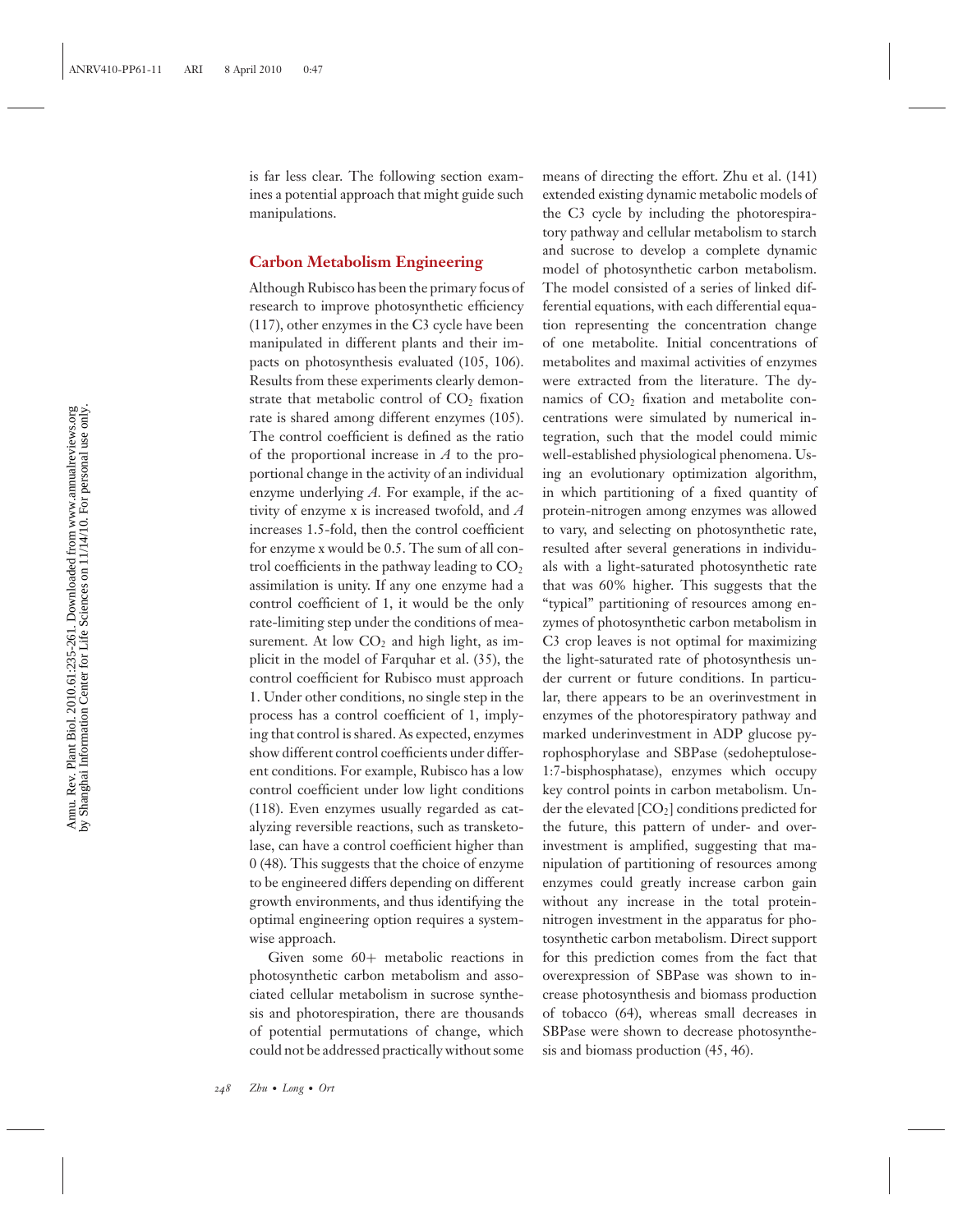is far less clear. The following section examines a potential approach that might guide such manipulations.

## Carbon Metabolism Engineering

Although Rubisco has been the primary focus of research to improve photosynthetic efficiency (117), other enzymes in the C3 cycle have been manipulated in different plants and their impacts on photosynthesis evaluated (105, 106). Results from these experiments clearly demonstrate that metabolic control of $CO_2$ fixation rate is shared among different enzymes (105). The control coefficient is defined as the ratio of the proportional increase in *A* to the proportional change in the activity of an individual enzyme underlying *A*. For example, if the activity of enzyme x is increased twofold, and *A* increases 1.5-fold, then the control coefficient for enzyme x would be 0.5. The sum of all control coefficients in the pathway leading to $CO_2$ assimilation is unity. If any one enzyme had a control coefficient of 1, it would be the only rate-limiting step under the conditions of measurement. At low $CO_2$ and high light, as implicit in the model of Farquhar et al. (35), the control coefficient for Rubisco must approach 1. Under other conditions, no single step in the process has a control coefficient of 1, implying that control is shared. As expected, enzymes show different control coefficients under different conditions. For example, Rubisco has a low control coefficient under low light conditions (118). Even enzymes usually regarded as catalyzing reversible reactions, such as transketolase, can have a control coefficient higher than 0 (48). This suggests that the choice of enzyme to be engineered differs depending on different growth environments, and thus identifying the optimal engineering option requires a systemwise approach.

Given some 60+ metabolic reactions in photosynthetic carbon metabolism and associated cellular metabolism in sucrose synthesis and photorespiration, there are thousands of potential permutations of change, which could not be addressed practically without some means of directing the effort. Zhu et al. (141) extended existing dynamic metabolic models of the C3 cycle by including the photorespiratory pathway and cellular metabolism to starch and sucrose to develop a complete dynamic model of photosynthetic carbon metabolism. The model consisted of a series of linked differential equations, with each differential equation representing the concentration change of one metabolite. Initial concentrations of metabolites and maximal activities of enzymes were extracted from the literature. The dynamics of $CO_2$ fixation and metabolite concentrations were simulated by numerical integration, such that the model could mimic well-established physiological phenomena. Using an evolutionary optimization algorithm, in which partitioning of a fixed quantity of protein-nitrogen among enzymes was allowed to vary, and selecting on photosynthetic rate, resulted after several generations in individuals with a light-saturated photosynthetic rate that was 60% higher. This suggests that the "typical" partitioning of resources among enzymes of photosynthetic carbon metabolism in C3 crop leaves is not optimal for maximizing the light-saturated rate of photosynthesis under current or future conditions. In particular, there appears to be an overinvestment in enzymes of the photorespiratory pathway and marked underinvestment in ADP glucose pyrophosphorylase and SBPase (sedoheptulose-1:7-bisphosphatase), enzymes which occupy key control points in carbon metabolism. Under the elevated [$CO_2$] conditions predicted for the future, this pattern of under- and overinvestment is amplified, suggesting that manipulation of partitioning of resources among enzymes could greatly increase carbon gain without any increase in the total protein-nitrogen investment in the apparatus for photosynthetic carbon metabolism. Direct support for this prediction comes from the fact that overexpression of SBPase was shown to increase photosynthesis and biomass production of tobacco (64), whereas small decreases in SBPase were shown to decrease photosynthesis and biomass production (45, 46).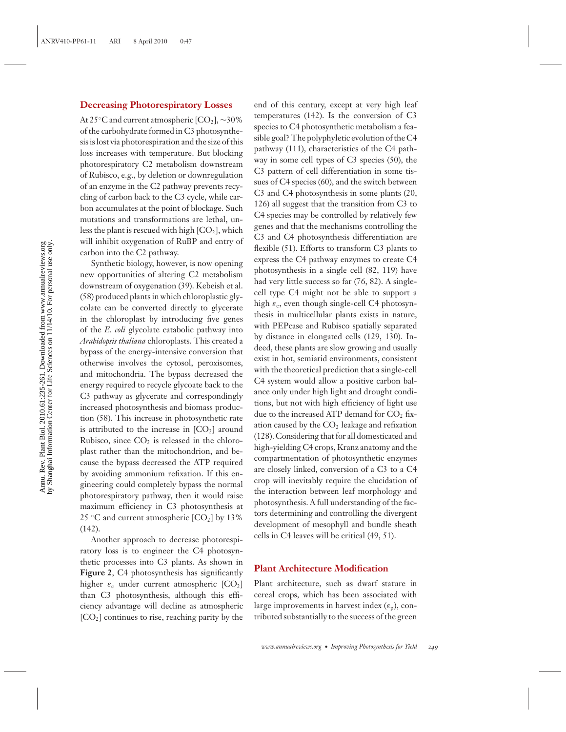## Decreasing Photorespiratory Losses

At 25°C and current atmospheric [$CO_2$], ~30% of the carbohydrate formed in C3 photosynthesis is lost via photorespiration and the size of this loss increases with temperature. But blocking photorespiratory C2 metabolism downstream of Rubisco, e.g., by deletion or downregulation of an enzyme in the C2 pathway prevents recycling of carbon back to the C3 cycle, while carbon accumulates at the point of blockage. Such mutations and transformations are lethal, unless the plant is rescued with high [$CO_2$], which will inhibit oxygenation of RuBP and entry of carbon into the C2 pathway.

Synthetic biology, however, is now opening new opportunities of altering C2 metabolism downstream of oxygenation (39). Kebeish et al. (58) produced plants in which chloroplastic glycolate can be converted directly to glycerate in the chloroplast by introducing five genes of the *E. coli* glycolate catabolic pathway into *Arabidopsis thaliana* chloroplasts. This created a bypass of the energy-intensive conversion that otherwise involves the cytosol, peroxisomes, and mitochondria. The bypass decreased the energy required to recycle glycoate back to the C3 pathway as glycerate and correspondingly increased photosynthesis and biomass production (58). This increase in photosynthetic rate is attributed to the increase in [$CO_2$] around Rubisco, since $CO_2$ is released in the chloroplast rather than the mitochondrion, and because the bypass decreased the ATP required by avoiding ammonium refixation. If this engineering could completely bypass the normal photorespiratory pathway, then it would raise maximum efficiency in C3 photosynthesis at 25 °C and current atmospheric [$CO_2$] by 13% (142).

Another approach to decrease photorespiratory loss is to engineer the C4 photosynthetic processes into C3 plants. As shown in **Figure 2**, C4 photosynthesis has significantly higher $\varepsilon_c$ under current atmospheric [$CO_2$] than C3 photosynthesis, although this efficiency advantage will decline as atmospheric [$CO_2$] continues to rise, reaching parity by the end of this century, except at very high leaf temperatures (142). Is the conversion of C3 species to C4 photosynthetic metabolism a feasible goal? The polyphyletic evolution of the C4 pathway (111), characteristics of the C4 pathway in some cell types of C3 species (50), the C3 pattern of cell differentiation in some tissues of C4 species (60), and the switch between C3 and C4 photosynthesis in some plants (20, 126) all suggest that the transition from C3 to C4 species may be controlled by relatively few genes and that the mechanisms controlling the C3 and C4 photosynthesis differentiation are flexible (51). Efforts to transform C3 plants to express the C4 pathway enzymes to create C4 photosynthesis in a single cell (82, 119) have had very little success so far (76, 82). A single-cell type C4 might not be able to support a high $\varepsilon_c$, even though single-cell C4 photosynthesis in multicellular plants exists in nature, with PEPcase and Rubisco spatially separated by distance in elongated cells (129, 130). Indeed, these plants are slow growing and usually exist in hot, semiarid environments, consistent with the theoretical prediction that a single-cell C4 system would allow a positive carbon balance only under high light and drought conditions, but not with high efficiency of light use due to the increased ATP demand for $CO_2$ fixation caused by the $CO_2$ leakage and refixation (128). Considering that for all domesticated and high-yielding C4 crops, Kranz anatomy and the compartmentation of photosynthetic enzymes are closely linked, conversion of a C3 to a C4 crop will inevitably require the elucidation of the interaction between leaf morphology and photosynthesis. A full understanding of the factors determining and controlling the divergent development of mesophyll and bundle sheath cells in C4 leaves will be critical (49, 51).

## Plant Architecture Modification

Plant architecture, such as dwarf stature in cereal crops, which has been associated with large improvements in harvest index ($\varepsilon_p$), contributed substantially to the success of the green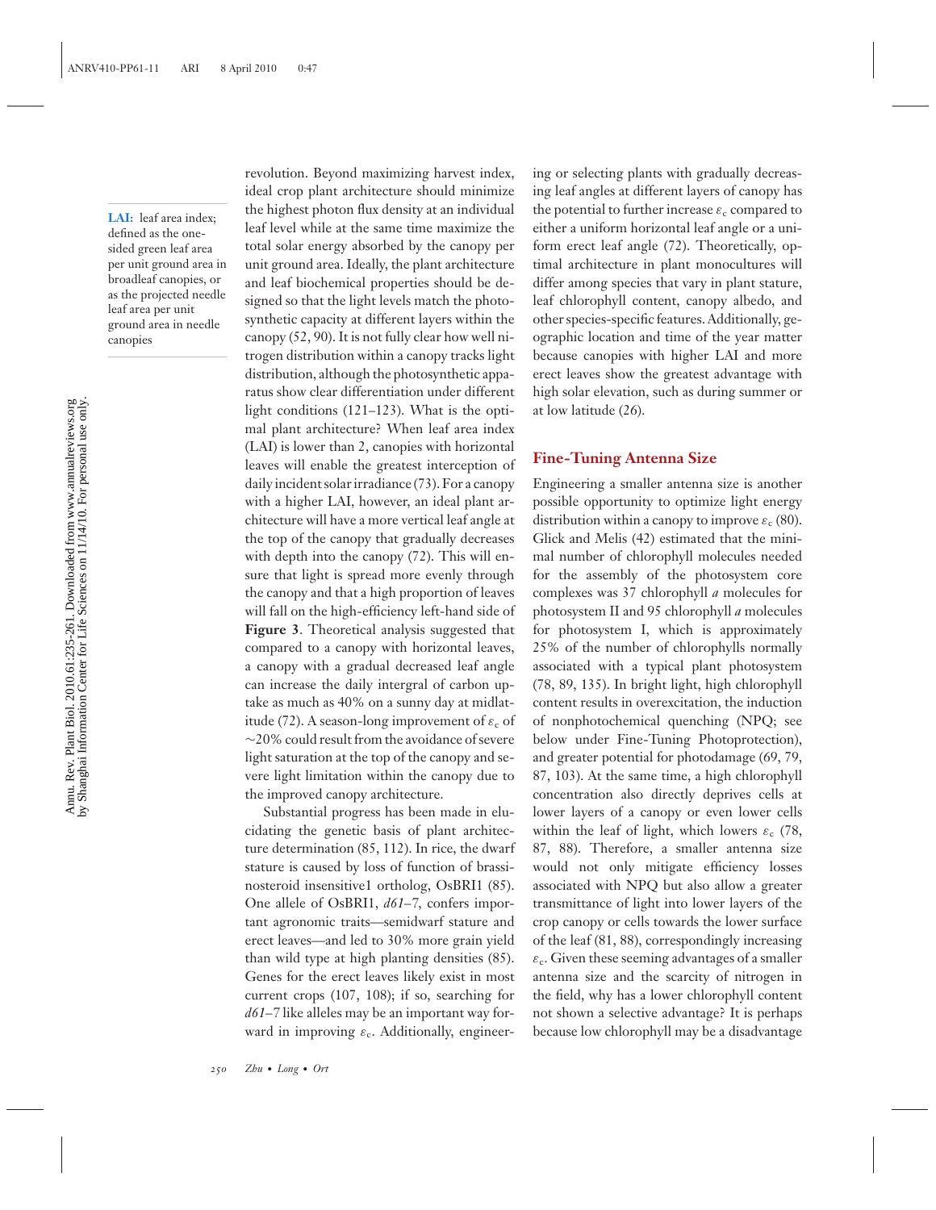**LAI:** leaf area index; defined as the one-sided green leaf area per unit ground area in broadleaf canopies, or as the projected needle leaf area per unit ground area in needle canopies

revolution. Beyond maximizing harvest index, ideal crop plant architecture should minimize the highest photon flux density at an individual leaf level while at the same time maximize the total solar energy absorbed by the canopy per unit ground area. Ideally, the plant architecture and leaf biochemical properties should be designed so that the light levels match the photosynthetic capacity at different layers within the canopy (52, 90). It is not fully clear how well nitrogen distribution within a canopy tracks light distribution, although the photosynthetic apparatus show clear differentiation under different light conditions (121–123). What is the optimal plant architecture? When leaf area index (LAI) is lower than 2, canopies with horizontal leaves will enable the greatest interception of daily incident solar irradiance (73). For a canopy with a higher LAI, however, an ideal plant architecture will have a more vertical leaf angle at the top of the canopy that gradually decreases with depth into the canopy (72). This will ensure that light is spread more evenly through the canopy and that a high proportion of leaves will fall on the high-efficiency left-hand side of **Figure 3**. Theoretical analysis suggested that compared to a canopy with horizontal leaves, a canopy with a gradual decreased leaf angle can increase the daily intergral of carbon uptake as much as 40% on a sunny day at midlatitude (72). A season-long improvement of $\varepsilon_c$ of ~20% could result from the avoidance of severe light saturation at the top of the canopy and severe light limitation within the canopy due to the improved canopy architecture.

Substantial progress has been made in elucidating the genetic basis of plant architecture determination (85, 112). In rice, the dwarf stature is caused by loss of function of brassinosteroid insensitive1 ortholog, OsBRI1 (85). One allele of OsBRI1, *d61–7*, confers important agronomic traits—semidwarf stature and erect leaves—and led to 30% more grain yield than wild type at high planting densities (85). Genes for the erect leaves likely exist in most current crops (107, 108); if so, searching for *d61–7* like alleles may be an important way forward in improving $\varepsilon_c$. Additionally, engineering or selecting plants with gradually decreasing leaf angles at different layers of canopy has the potential to further increase $\varepsilon_c$ compared to either a uniform horizontal leaf angle or a uniform erect leaf angle (72). Theoretically, optimal architecture in plant monocultures will differ among species that vary in plant stature, leaf chlorophyll content, canopy albedo, and other species-specific features. Additionally, geographic location and time of the year matter because canopies with higher LAI and more erect leaves show the greatest advantage with high solar elevation, such as during summer or at low latitude (26).

## Fine-Tuning Antenna Size

Engineering a smaller antenna size is another possible opportunity to optimize light energy distribution within a canopy to improve $\varepsilon_c$ (80). Glick and Melis (42) estimated that the minimal number of chlorophyll molecules needed for the assembly of the photosystem core complexes was 37 chlorophyll *a* molecules for photosystem II and 95 chlorophyll *a* molecules for photosystem I, which is approximately 25% of the number of chlorophylls normally associated with a typical plant photosystem (78, 89, 135). In bright light, high chlorophyll content results in overexcitation, the induction of nonphotochemical quenching (NPQ; see below under Fine-Tuning Photoprotection), and greater potential for photodamage (69, 79, 87, 103). At the same time, a high chlorophyll concentration also directly deprives cells at lower layers of a canopy or even lower cells within the leaf of light, which lowers $\varepsilon_c$ (78, 87, 88). Therefore, a smaller antenna size would not only mitigate efficiency losses associated with NPQ but also allow a greater transmittance of light into lower layers of the crop canopy or cells towards the lower surface of the leaf (81, 88), correspondingly increasing $\varepsilon_c$. Given these seeming advantages of a smaller antenna size and the scarcity of nitrogen in the field, why has a lower chlorophyll content not shown a selective advantage? It is perhaps because low chlorophyll may be a disadvantage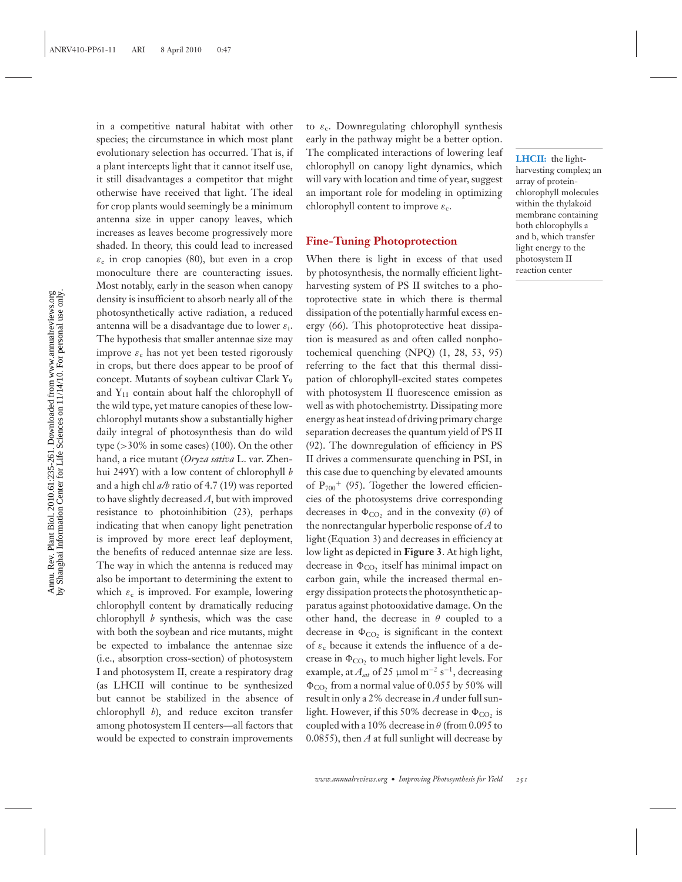in a competitive natural habitat with other species; the circumstance in which most plant evolutionary selection has occurred. That is, if a plant intercepts light that it cannot itself use, it still disadvantages a competitor that might otherwise have received that light. The ideal for crop plants would seemingly be a minimum antenna size in upper canopy leaves, which increases as leaves become progressively more shaded. In theory, this could lead to increased $\varepsilon_c$ in crop canopies (80), but even in a crop monoculture there are counteracting issues. Most notably, early in the season when canopy density is insufficient to absorb nearly all of the photosynthetically active radiation, a reduced antenna will be a disadvantage due to lower $\varepsilon_i$. The hypothesis that smaller antennae size may improve $\varepsilon_c$ has not yet been tested rigorously in crops, but there does appear to be proof of concept. Mutants of soybean cultivar Clark $Y_9$ and $Y_{11}$ contain about half the chlorophyll of the wild type, yet mature canopies of these low-chlorophyl mutants show a substantially higher daily integral of photosynthesis than do wild type (>30% in some cases) (100). On the other hand, a rice mutant (*Oryza sativa* L. var. Zhenhui 249Y) with a low content of chlorophyll *b* and a high chl *a/b* ratio of 4.7 (19) was reported to have slightly decreased *A*, but with improved resistance to photoinhibition (23), perhaps indicating that when canopy light penetration is improved by more erect leaf deployment, the benefits of reduced antennae size are less. The way in which the antenna is reduced may also be important to determining the extent to which $\varepsilon_c$ is improved. For example, lowering chlorophyll content by dramatically reducing chlorophyll *b* synthesis, which was the case with both the soybean and rice mutants, might be expected to imbalance the antennae size (i.e., absorption cross-section) of photosystem I and photosystem II, create a respiratory drag (as LHCII will continue to be synthesized but cannot be stabilized in the absence of chlorophyll *b*), and reduce exciton transfer among photosystem II centers—all factors that would be expected to constrain improvements to $\varepsilon_c$. Downregulating chlorophyll synthesis early in the pathway might be a better option. The complicated interactions of lowering leaf chlorophyll on canopy light dynamics, which will vary with location and time of year, suggest an important role for modeling in optimizing chlorophyll content to improve $\varepsilon_c$.

**LHCII:** the light-harvesting complex; an array of protein-chlorophyll molecules within the thylakoid membrane containing both chlorophylls a and b, which transfer light energy to the photosystem II reaction center

## Fine-Tuning Photoprotection

When there is light in excess of that used by photosynthesis, the normally efficient light-harvesting system of PS II switches to a photoprotective state in which there is thermal dissipation of the potentially harmful excess energy (66). This photoprotective heat dissipation is measured as and often called nonphotochemical quenching (NPQ) (1, 28, 53, 95) referring to the fact that this thermal dissipation of chlorophyll-excited states competes with photosystem II fluorescence emission as well as with photochemistrty. Dissipating more energy as heat instead of driving primary charge separation decreases the quantum yield of PS II (92). The downregulation of efficiency in PS II drives a commensurate quenching in PSI, in this case due to quenching by elevated amounts of $P_{700}^+$ (95). Together the lowered efficiencies of the photosystems drive corresponding decreases in $\Phi_{CO_2}$ and in the convexity ($\theta$) of the nonrectangular hyperbolic response of *A* to light (Equation 3) and decreases in efficiency at low light as depicted in **Figure 3**. At high light, decrease in $\Phi_{CO_2}$ itself has minimal impact on carbon gain, while the increased thermal energy dissipation protects the photosynthetic apparatus against photooxidative damage. On the other hand, the decrease in $\theta$ coupled to a decrease in $\Phi_{CO_2}$ is significant in the context of $\varepsilon_c$ because it extends the influence of a decrease in $\Phi_{CO_2}$ to much higher light levels. For example, at $A_{sat}$ of 25 μmol m$^{-2}$ s$^{-1}$, decreasing $\Phi_{CO_2}$ from a normal value of 0.055 by 50% will result in only a 2% decrease in *A* under full sunlight. However, if this 50% decrease in $\Phi_{CO_2}$ is coupled with a 10% decrease in $\theta$ (from 0.095 to 0.0855), then *A* at full sunlight will decrease by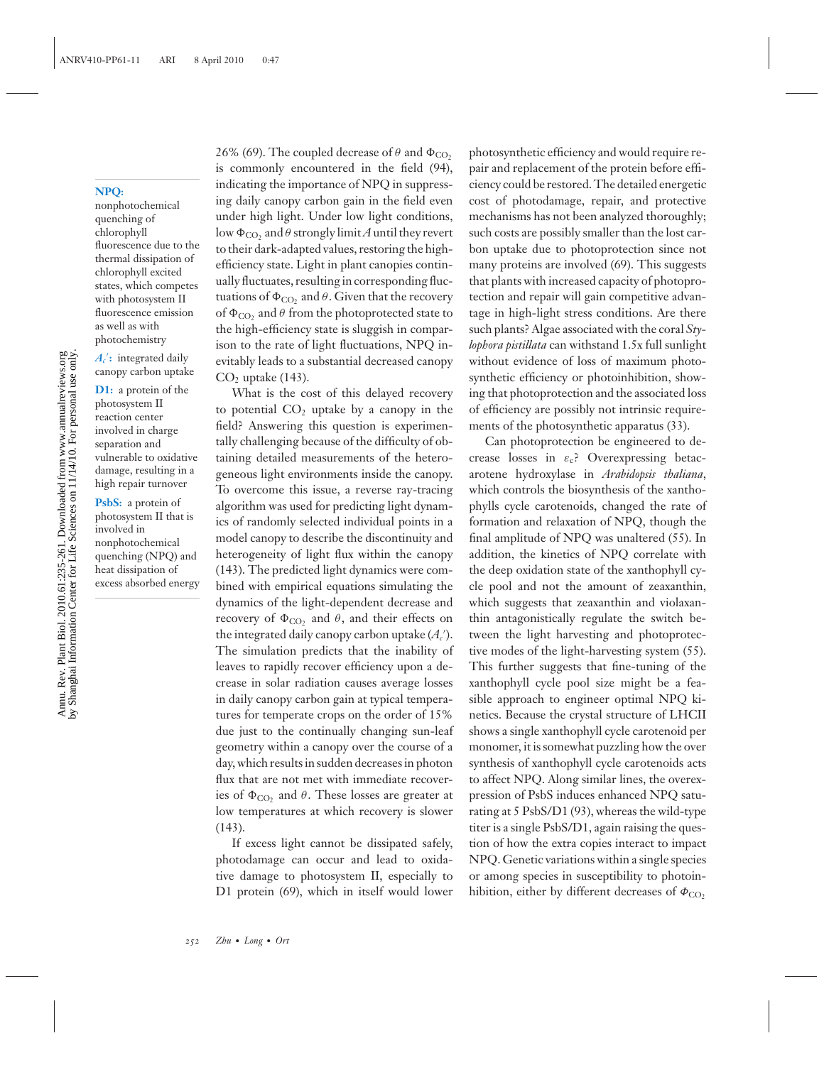26% (69). The coupled decrease of $\theta$ and $\Phi_{CO_2}$ is commonly encountered in the field (94), indicating the importance of NPQ in suppressing daily canopy carbon gain in the field even under high light. Under low light conditions, low $\Phi_{CO_2}$ and $\theta$ strongly limit $A$ until they revert to their dark-adapted values, restoring the high-efficiency state. Light in plant canopies continually fluctuates, resulting in corresponding fluctuations of $\Phi_{CO_2}$ and $\theta$. Given that the recovery of $\Phi_{CO_2}$ and $\theta$ from the photoprotected state to the high-efficiency state is sluggish in comparison to the rate of light fluctuations, NPQ inevitably leads to a substantial decreased canopy $CO_2$ uptake (143).

What is the cost of this delayed recovery to potential $CO_2$ uptake by a canopy in the field? Answering this question is experimentally challenging because of the difficulty of obtaining detailed measurements of the heterogeneous light environments inside the canopy. To overcome this issue, a reverse ray-tracing algorithm was used for predicting light dynamics of randomly selected individual points in a model canopy to describe the discontinuity and heterogeneity of light flux within the canopy (143). The predicted light dynamics were combined with empirical equations simulating the dynamics of the light-dependent decrease and recovery of $\Phi_{CO_2}$ and $\theta$, and their effects on the integrated daily canopy carbon uptake ($A_c'$). The simulation predicts that the inability of leaves to rapidly recover efficiency upon a decrease in solar radiation causes average losses in daily canopy carbon gain at typical temperatures for temperate crops on the order of 15% due just to the continually changing sun-leaf geometry within a canopy over the course of a day, which results in sudden decreases in photon flux that are not met with immediate recoveries of $\Phi_{CO_2}$ and $\theta$. These losses are greater at low temperatures at which recovery is slower (143).

If excess light cannot be dissipated safely, photodamage can occur and lead to oxidative damage to photosystem II, especially to D1 protein (69), which in itself would lower photosynthetic efficiency and would require repair and replacement of the protein before efficiency could be restored. The detailed energetic cost of photodamage, repair, and protective mechanisms has not been analyzed thoroughly; such costs are possibly smaller than the lost carbon uptake due to photoprotection since not many proteins are involved (69). This suggests that plants with increased capacity of photoprotection and repair will gain competitive advantage in high-light stress conditions. Are there such plants? Algae associated with the coral *Stylophora pistillata* can withstand 1.5x full sunlight without evidence of loss of maximum photosynthetic efficiency or photoinhibition, showing that photoprotection and the associated loss of efficiency are possibly not intrinsic requirements of the photosynthetic apparatus (33).

Can photoprotection be engineered to decrease losses in $\varepsilon_c$? Overexpressing betacarotene hydroxylase in *Arabidopsis thaliana*, which controls the biosynthesis of the xanthophylls cycle carotenoids, changed the rate of formation and relaxation of NPQ, though the final amplitude of NPQ was unaltered (55). In addition, the kinetics of NPQ correlate with the deep oxidation state of the xanthophyll cycle pool and not the amount of zeaxanthin, which suggests that zeaxanthin and violaxanthin antagonistically regulate the switch between the light harvesting and photoprotective modes of the light-harvesting system (55). This further suggests that fine-tuning of the xanthophyll cycle pool size might be a feasible approach to engineer optimal NPQ kinetics. Because the crystal structure of LHCII shows a single xanthophyll cycle carotenoid per monomer, it is somewhat puzzling how the over synthesis of xanthophyll cycle carotenoids acts to affect NPQ. Along similar lines, the overexpression of PsbS induces enhanced NPQ saturating at 5 PsbS/D1 (93), whereas the wild-type titer is a single PsbS/D1, again raising the question of how the extra copies interact to impact NPQ. Genetic variations within a single species or among species in susceptibility to photoinhibition, either by different decreases of $\Phi_{CO_2}$

**NPQ:** nonphotochemical quenching of chlorophyll fluorescence due to the thermal dissipation of chlorophyll excited states, which competes with photosystem II fluorescence emission as well as with photochemistry

**$A_c'$:** integrated daily canopy carbon uptake

**D1:** a protein of the photosystem II reaction center involved in charge separation and vulnerable to oxidative damage, resulting in a high repair turnover

**PsbS:** a protein of photosystem II that is involved in nonphotochemical quenching (NPQ) and heat dissipation of excess absorbed energy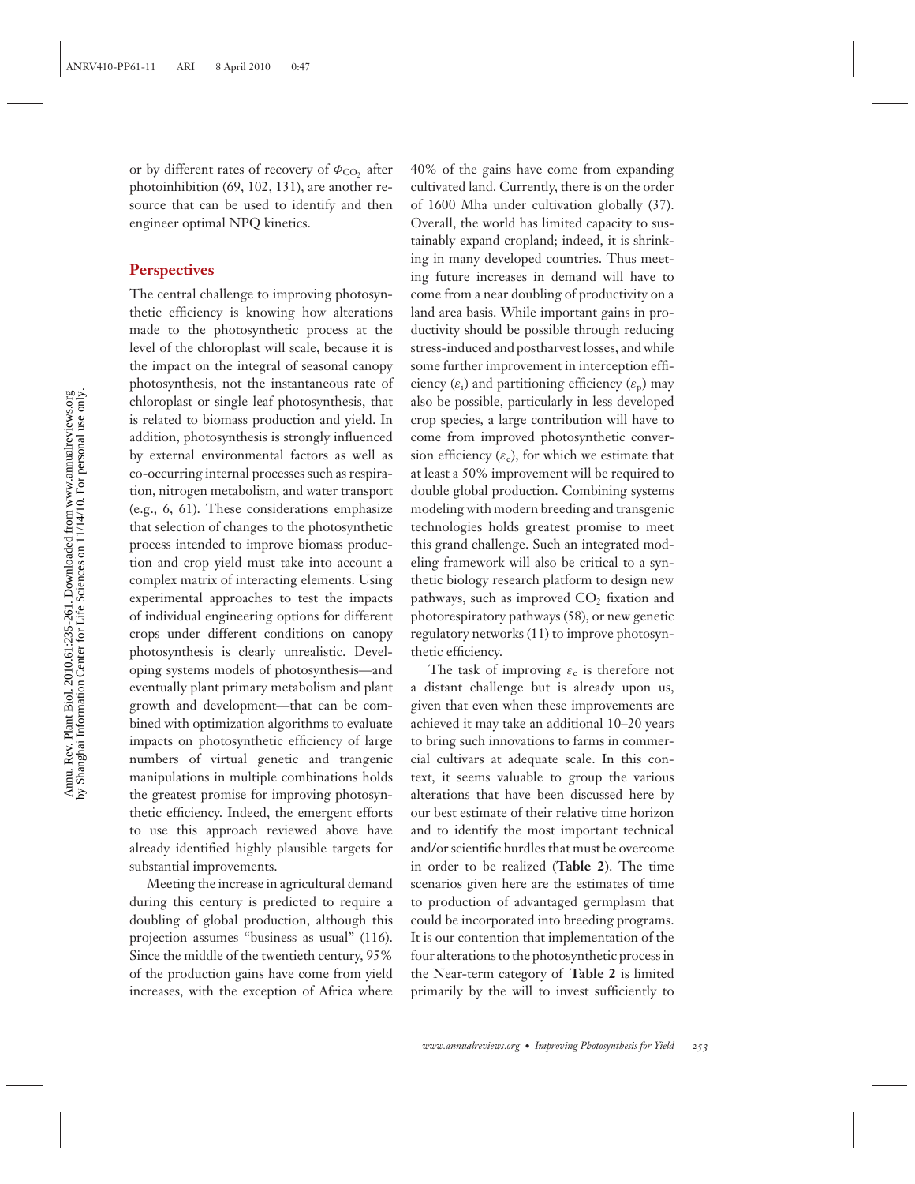or by different rates of recovery of $\Phi_{CO_2}$ after photoinhibition (69, 102, 131), are another resource that can be used to identify and then engineer optimal NPQ kinetics.

## Perspectives

The central challenge to improving photosynthetic efficiency is knowing how alterations made to the photosynthetic process at the level of the chloroplast will scale, because it is the impact on the integral of seasonal canopy photosynthesis, not the instantaneous rate of chloroplast or single leaf photosynthesis, that is related to biomass production and yield. In addition, photosynthesis is strongly influenced by external environmental factors as well as co-occurring internal processes such as respiration, nitrogen metabolism, and water transport (e.g., 6, 61). These considerations emphasize that selection of changes to the photosynthetic process intended to improve biomass production and crop yield must take into account a complex matrix of interacting elements. Using experimental approaches to test the impacts of individual engineering options for different crops under different conditions on canopy photosynthesis is clearly unrealistic. Developing systems models of photosynthesis—and eventually plant primary metabolism and plant growth and development—that can be combined with optimization algorithms to evaluate impacts on photosynthetic efficiency of large numbers of virtual genetic and trangenic manipulations in multiple combinations holds the greatest promise for improving photosynthetic efficiency. Indeed, the emergent efforts to use this approach reviewed above have already identified highly plausible targets for substantial improvements.

Meeting the increase in agricultural demand during this century is predicted to require a doubling of global production, although this projection assumes "business as usual" (116). Since the middle of the twentieth century, 95% of the production gains have come from yield increases, with the exception of Africa where 40% of the gains have come from expanding cultivated land. Currently, there is on the order of 1600 Mha under cultivation globally (37). Overall, the world has limited capacity to sustainably expand cropland; indeed, it is shrinking in many developed countries. Thus meeting future increases in demand will have to come from a near doubling of productivity on a land area basis. While important gains in productivity should be possible through reducing stress-induced and postharvest losses, and while some further improvement in interception efficiency ($\varepsilon_i$) and partitioning efficiency ($\varepsilon_p$) may also be possible, particularly in less developed crop species, a large contribution will have to come from improved photosynthetic conversion efficiency ($\varepsilon_c$), for which we estimate that at least a 50% improvement will be required to double global production. Combining systems modeling with modern breeding and transgenic technologies holds greatest promise to meet this grand challenge. Such an integrated modeling framework will also be critical to a synthetic biology research platform to design new pathways, such as improved $CO_2$ fixation and photorespiratory pathways (58), or new genetic regulatory networks (11) to improve photosynthetic efficiency.

The task of improving $\varepsilon_c$ is therefore not a distant challenge but is already upon us, given that even when these improvements are achieved it may take an additional 10–20 years to bring such innovations to farms in commercial cultivars at adequate scale. In this context, it seems valuable to group the various alterations that have been discussed here by our best estimate of their relative time horizon and to identify the most important technical and/or scientific hurdles that must be overcome in order to be realized (**Table 2**). The time scenarios given here are the estimates of time to production of advantaged germplasm that could be incorporated into breeding programs. It is our contention that implementation of the four alterations to the photosynthetic process in the Near-term category of **Table 2** is limited primarily by the will to invest sufficiently to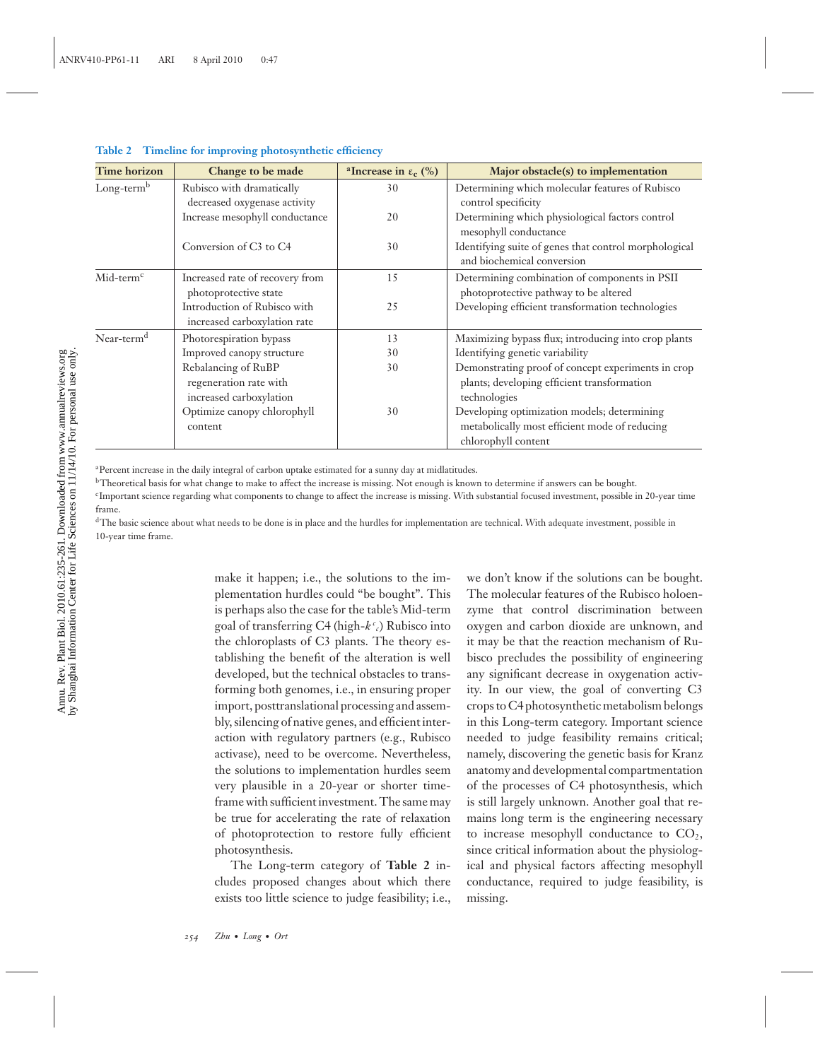**Table 2 Timeline for improving photosynthetic efficiency**

| Time horizon | Change to be made | [a]Increase in $\varepsilon_c$ (%) | Major obstacle(s) to implementation |
|---|---|---|---|
| Long-term[b] | Rubisco with dramatically decreased oxygenase activity | 30 | Determining which molecular features of Rubisco control specificity |
| | Increase mesophyll conductance | 20 | Determining which physiological factors control mesophyll conductance |
| | Conversion of C3 to C4 | 30 | Identifying suite of genes that control morphological and biochemical conversion |
| Mid-term[c] | Increased rate of recovery from photoprotective state | 15 | Determining combination of components in PSII photoprotective pathway to be altered |
| | Introduction of Rubisco with increased carboxylation rate | 25 | Developing efficient transformation technologies |
| Near-term[d] | Photorespiration bypass | 13 | Maximizing bypass flux; introducing into crop plants |
| | Improved canopy structure | 30 | Identifying genetic variability |
| | Rebalancing of RuBP regeneration rate with increased carboxylation | 30 | Demonstrating proof of concept experiments in crop plants; developing efficient transformation technologies |
| | Optimize canopy chlorophyll content | 30 | Developing optimization models; determining metabolically most efficient mode of reducing chlorophyll content |

[a]Percent increase in the daily integral of carbon uptake estimated for a sunny day at midlatitudes.

[b]Theoretical basis for what change to make to affect the increase is missing. Not enough is known to determine if answers can be bought.

[c]Important science regarding what components to change to affect the increase is missing. With substantial focused investment, possible in 20-year time frame.

[d]The basic science about what needs to be done is in place and the hurdles for implementation are technical. With adequate investment, possible in 10-year time frame.

make it happen; i.e., the solutions to the implementation hurdles could "be bought". This is perhaps also the case for the table's Mid-term goal of transferring C4 (high-$k^c_c$) Rubisco into the chloroplasts of C3 plants. The theory establishing the benefit of the alteration is well developed, but the technical obstacles to transforming both genomes, i.e., in ensuring proper import, posttranslational processing and assembly, silencing of native genes, and efficient interaction with regulatory partners (e.g., Rubisco activase), need to be overcome. Nevertheless, the solutions to implementation hurdles seem very plausible in a 20-year or shorter timeframe with sufficient investment. The same may be true for accelerating the rate of relaxation of photoprotection to restore fully efficient photosynthesis.

The Long-term category of **Table 2** includes proposed changes about which there exists too little science to judge feasibility; i.e., we don't know if the solutions can be bought. The molecular features of the Rubisco holoenzyme that control discrimination between oxygen and carbon dioxide are unknown, and it may be that the reaction mechanism of Rubisco precludes the possibility of engineering any significant decrease in oxygenation activity. In our view, the goal of converting C3 crops to C4 photosynthetic metabolism belongs in this Long-term category. Important science needed to judge feasibility remains critical; namely, discovering the genetic basis for Kranz anatomy and developmental compartmentation of the processes of C4 photosynthesis, which is still largely unknown. Another goal that remains long term is the engineering necessary to increase mesophyll conductance to $CO_2$, since critical information about the physiological and physical factors affecting mesophyll conductance, required to judge feasibility, is missing.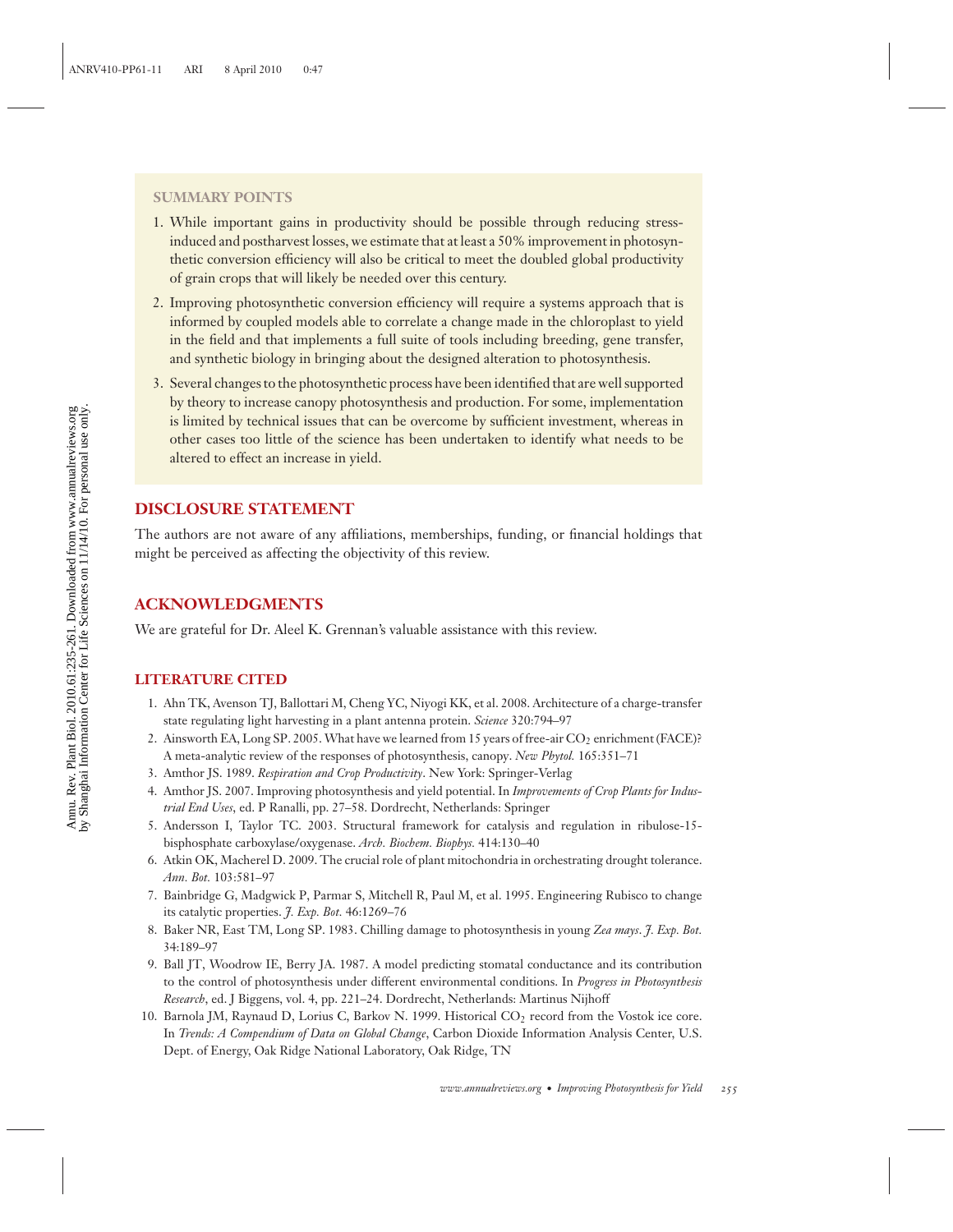## SUMMARY POINTS

1. While important gains in productivity should be possible through reducing stress-induced and postharvest losses, we estimate that at least a 50% improvement in photosynthetic conversion efficiency will also be critical to meet the doubled global productivity of grain crops that will likely be needed over this century.
2. Improving photosynthetic conversion efficiency will require a systems approach that is informed by coupled models able to correlate a change made in the chloroplast to yield in the field and that implements a full suite of tools including breeding, gene transfer, and synthetic biology in bringing about the designed alteration to photosynthesis.
3. Several changes to the photosynthetic process have been identified that are well supported by theory to increase canopy photosynthesis and production. For some, implementation is limited by technical issues that can be overcome by sufficient investment, whereas in other cases too little of the science has been undertaken to identify what needs to be altered to effect an increase in yield.

## DISCLOSURE STATEMENT

The authors are not aware of any affiliations, memberships, funding, or financial holdings that might be perceived as affecting the objectivity of this review.

## ACKNOWLEDGMENTS

We are grateful for Dr. Aleel K. Grennan's valuable assistance with this review.

## LITERATURE CITED

1. Ahn TK, Avenson TJ, Ballottari M, Cheng YC, Niyogi KK, et al. 2008. Architecture of a charge-transfer state regulating light harvesting in a plant antenna protein. *Science* 320:794–97
2. Ainsworth EA, Long SP. 2005. What have we learned from 15 years of free-air $CO_2$ enrichment (FACE)? A meta-analytic review of the responses of photosynthesis, canopy. *New Phytol.* 165:351–71
3. Amthor JS. 1989. *Respiration and Crop Productivity*. New York: Springer-Verlag
4. Amthor JS. 2007. Improving photosynthesis and yield potential. In *Improvements of Crop Plants for Industrial End Uses*, ed. P Ranalli, pp. 27–58. Dordrecht, Netherlands: Springer
5. Andersson I, Taylor TC. 2003. Structural framework for catalysis and regulation in ribulose-15-bisphosphate carboxylase/oxygenase. *Arch. Biochem. Biophys.* 414:130–40
6. Atkin OK, Macherel D. 2009. The crucial role of plant mitochondria in orchestrating drought tolerance. *Ann. Bot.* 103:581–97
7. Bainbridge G, Madgwick P, Parmar S, Mitchell R, Paul M, et al. 1995. Engineering Rubisco to change its catalytic properties. *J. Exp. Bot.* 46:1269–76
8. Baker NR, East TM, Long SP. 1983. Chilling damage to photosynthesis in young *Zea mays*. *J. Exp. Bot.* 34:189–97
9. Ball JT, Woodrow IE, Berry JA. 1987. A model predicting stomatal conductance and its contribution to the control of photosynthesis under different environmental conditions. In *Progress in Photosynthesis Research*, ed. J Biggens, vol. 4, pp. 221–24. Dordrecht, Netherlands: Martinus Nijhoff
10. Barnola JM, Raynaud D, Lorius C, Barkov N. 1999. Historical $CO_2$ record from the Vostok ice core. In *Trends: A Compendium of Data on Global Change*, Carbon Dioxide Information Analysis Center, U.S. Dept. of Energy, Oak Ridge National Laboratory, Oak Ridge, TN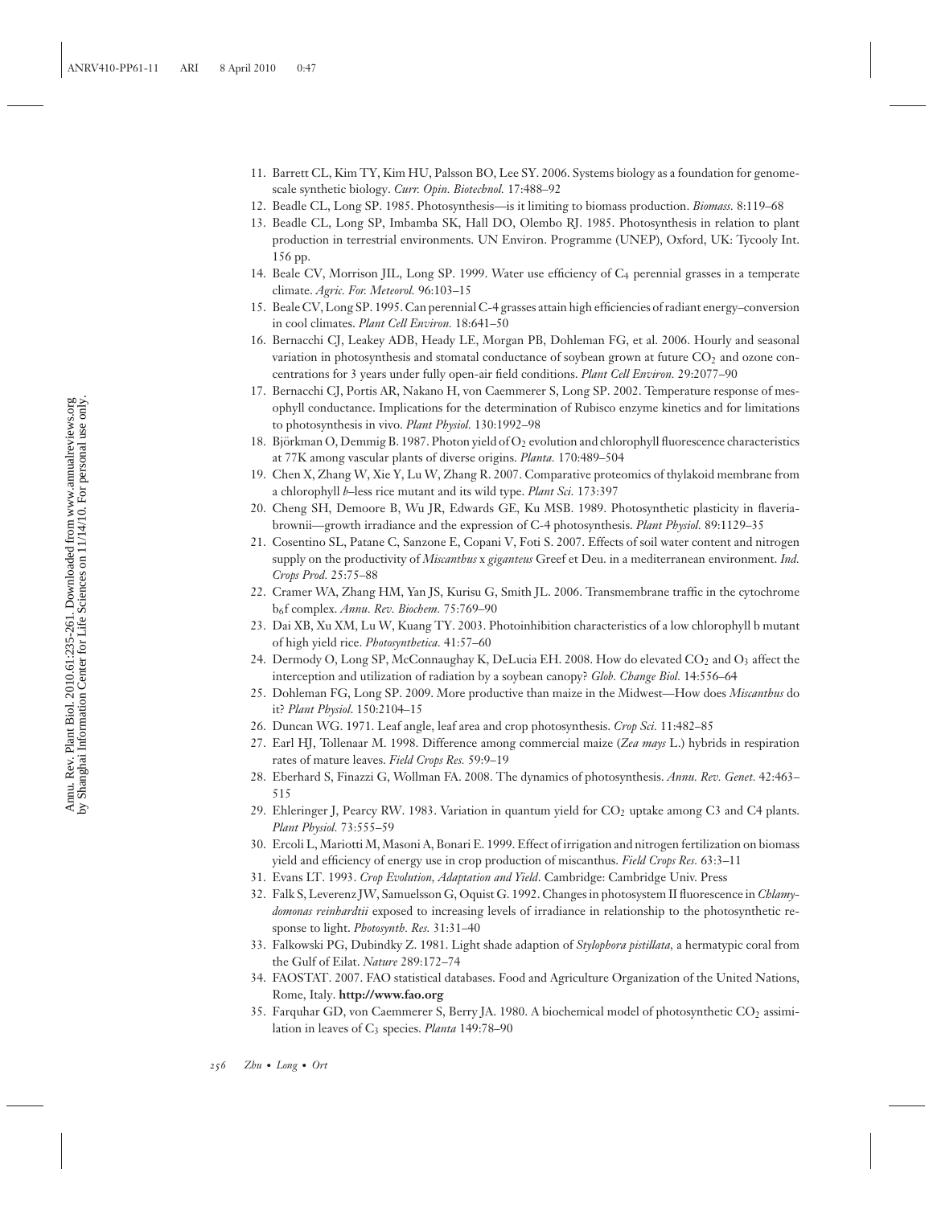11. Barrett CL, Kim TY, Kim HU, Palsson BO, Lee SY. 2006. Systems biology as a foundation for genome-scale synthetic biology. *Curr. Opin. Biotechnol.* 17:488–92
12. Beadle CL, Long SP. 1985. Photosynthesis—is it limiting to biomass production. *Biomass.* 8:119–68
13. Beadle CL, Long SP, Imbamba SK, Hall DO, Olembo RJ. 1985. Photosynthesis in relation to plant production in terrestrial environments. UN Environ. Programme (UNEP), Oxford, UK: Tycooly Int. 156 pp.
14. Beale CV, Morrison JIL, Long SP. 1999. Water use efficiency of $C_4$ perennial grasses in a temperate climate. *Agric. For. Meteorol.* 96:103–15
15. Beale CV, Long SP. 1995. Can perennial C-4 grasses attain high efficiencies of radiant energy–conversion in cool climates. *Plant Cell Environ.* 18:641–50
16. Bernacchi CJ, Leakey ADB, Heady LE, Morgan PB, Dohleman FG, et al. 2006. Hourly and seasonal variation in photosynthesis and stomatal conductance of soybean grown at future $CO_2$ and ozone concentrations for 3 years under fully open-air field conditions. *Plant Cell Environ.* 29:2077–90
17. Bernacchi CJ, Portis AR, Nakano H, von Caemmerer S, Long SP. 2002. Temperature response of mesophyll conductance. Implications for the determination of Rubisco enzyme kinetics and for limitations to photosynthesis in vivo. *Plant Physiol.* 130:1992–98
18. Björkman O, Demmig B. 1987. Photon yield of $O_2$ evolution and chlorophyll fluorescence characteristics at 77K among vascular plants of diverse origins. *Planta.* 170:489–504
19. Chen X, Zhang W, Xie Y, Lu W, Zhang R. 2007. Comparative proteomics of thylakoid membrane from a chlorophyll *b*–less rice mutant and its wild type. *Plant Sci.* 173:397
20. Cheng SH, Demoore B, Wu JR, Edwards GE, Ku MSB. 1989. Photosynthetic plasticity in flaveria-brownii—growth irradiance and the expression of C-4 photosynthesis. *Plant Physiol.* 89:1129–35
21. Cosentino SL, Patane C, Sanzone E, Copani V, Foti S. 2007. Effects of soil water content and nitrogen supply on the productivity of *Miscanthus* x *giganteus* Greef et Deu. in a mediterranean environment. *Ind. Crops Prod.* 25:75–88
22. Cramer WA, Zhang HM, Yan JS, Kurisu G, Smith JL. 2006. Transmembrane traffic in the cytochrome $b_6$f complex. *Annu. Rev. Biochem.* 75:769–90
23. Dai XB, Xu XM, Lu W, Kuang TY. 2003. Photoinhibition characteristics of a low chlorophyll b mutant of high yield rice. *Photosynthetica.* 41:57–60
24. Dermody O, Long SP, McConnaughay K, DeLucia EH. 2008. How do elevated $CO_2$ and $O_3$ affect the interception and utilization of radiation by a soybean canopy? *Glob. Change Biol.* 14:556–64
25. Dohleman FG, Long SP. 2009. More productive than maize in the Midwest—How does *Miscanthus* do it? *Plant Physiol*. 150:2104–15
26. Duncan WG. 1971. Leaf angle, leaf area and crop photosynthesis. *Crop Sci.* 11:482–85
27. Earl HJ, Tollenaar M. 1998. Difference among commercial maize (*Zea mays* L.) hybrids in respiration rates of mature leaves. *Field Crops Res.* 59:9–19
28. Eberhard S, Finazzi G, Wollman FA. 2008. The dynamics of photosynthesis. *Annu. Rev. Genet.* 42:463–515
29. Ehleringer J, Pearcy RW. 1983. Variation in quantum yield for $CO_2$ uptake among C3 and C4 plants. *Plant Physiol.* 73:555–59
30. Ercoli L, Mariotti M, Masoni A, Bonari E. 1999. Effect of irrigation and nitrogen fertilization on biomass yield and efficiency of energy use in crop production of miscanthus. *Field Crops Res.* 63:3–11
31. Evans LT. 1993. *Crop Evolution, Adaptation and Yield*. Cambridge: Cambridge Univ. Press
32. Falk S, Leverenz JW, Samuelsson G, Oquist G. 1992. Changes in photosystem II fluorescence in *Chlamydomonas reinhardtii* exposed to increasing levels of irradiance in relationship to the photosynthetic response to light. *Photosynth. Res.* 31:31–40
33. Falkowski PG, Dubindky Z. 1981. Light shade adaption of *Stylophora pistillata*, a hermatypic coral from the Gulf of Eilat. *Nature* 289:172–74
34. FAOSTAT. 2007. FAO statistical databases. Food and Agriculture Organization of the United Nations, Rome, Italy. **http://www.fao.org**
35. Farquhar GD, von Caemmerer S, Berry JA. 1980. A biochemical model of photosynthetic $CO_2$ assimilation in leaves of $C_3$ species. *Planta* 149:78–90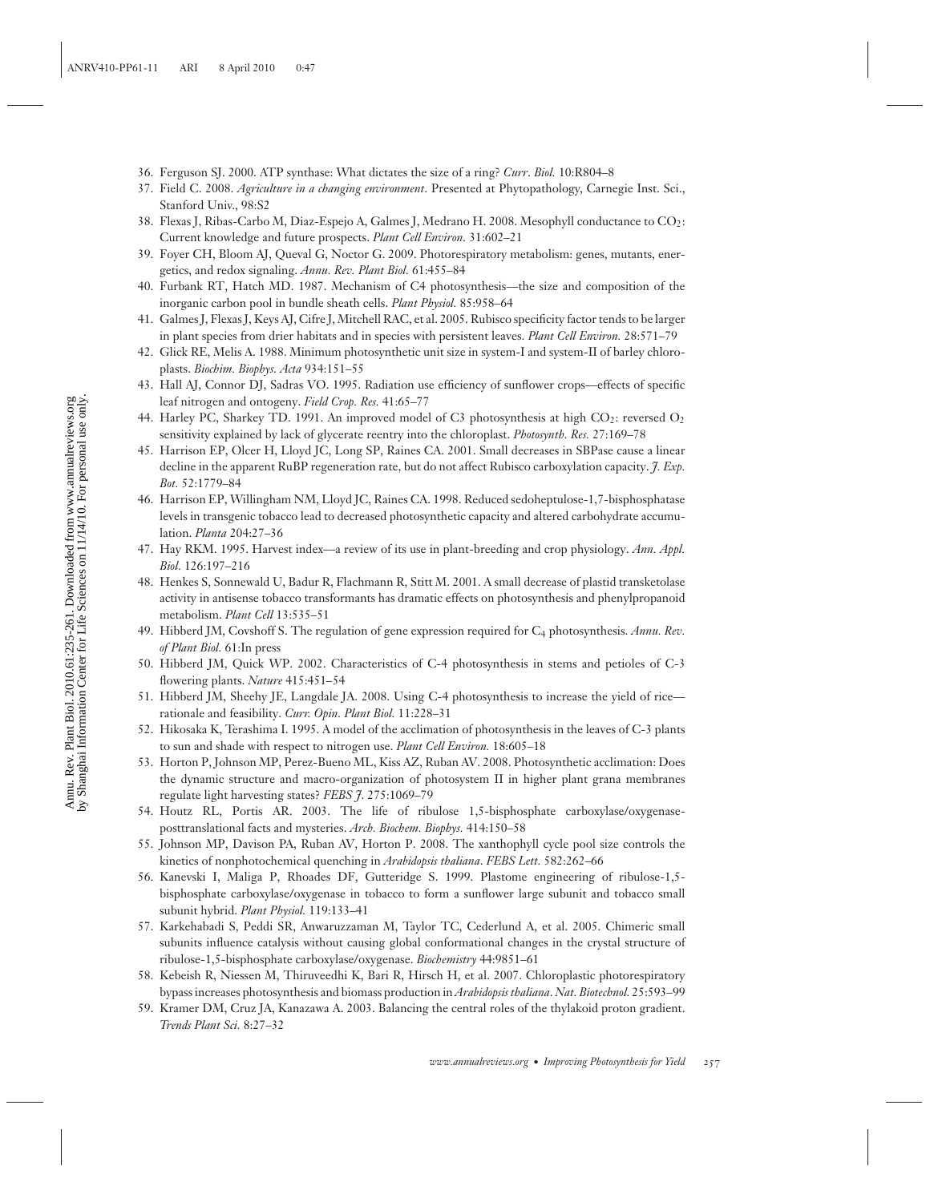36. Ferguson SJ. 2000. ATP synthase: What dictates the size of a ring? *Curr. Biol.* 10:R804–8
37. Field C. 2008. *Agriculture in a changing environment*. Presented at Phytopathology, Carnegie Inst. Sci., Stanford Univ., 98:S2
38. Flexas J, Ribas-Carbo M, Diaz-Espejo A, Galmes J, Medrano H. 2008. Mesophyll conductance to $CO_2$: Current knowledge and future prospects. *Plant Cell Environ.* 31:602–21
39. Foyer CH, Bloom AJ, Queval G, Noctor G. 2009. Photorespiratory metabolism: genes, mutants, energetics, and redox signaling. *Annu. Rev. Plant Biol.* 61:455–84
40. Furbank RT, Hatch MD. 1987. Mechanism of C4 photosynthesis—the size and composition of the inorganic carbon pool in bundle sheath cells. *Plant Physiol.* 85:958–64
41. Galmes J, Flexas J, Keys AJ, Cifre J, Mitchell RAC, et al. 2005. Rubisco specificity factor tends to be larger in plant species from drier habitats and in species with persistent leaves. *Plant Cell Environ.* 28:571–79
42. Glick RE, Melis A. 1988. Minimum photosynthetic unit size in system-I and system-II of barley chloroplasts. *Biochim. Biophys. Acta* 934:151–55
43. Hall AJ, Connor DJ, Sadras VO. 1995. Radiation use efficiency of sunflower crops—effects of specific leaf nitrogen and ontogeny. *Field Crop. Res.* 41:65–77
44. Harley PC, Sharkey TD. 1991. An improved model of C3 photosynthesis at high $CO_2$: reversed $O_2$ sensitivity explained by lack of glycerate reentry into the chloroplast. *Photosynth. Res.* 27:169–78
45. Harrison EP, Olcer H, Lloyd JC, Long SP, Raines CA. 2001. Small decreases in SBPase cause a linear decline in the apparent RuBP regeneration rate, but do not affect Rubisco carboxylation capacity. *J. Exp. Bot.* 52:1779–84
46. Harrison EP, Willingham NM, Lloyd JC, Raines CA. 1998. Reduced sedoheptulose-1,7-bisphosphatase levels in transgenic tobacco lead to decreased photosynthetic capacity and altered carbohydrate accumulation. *Planta* 204:27–36
47. Hay RKM. 1995. Harvest index—a review of its use in plant-breeding and crop physiology. *Ann. Appl. Biol.* 126:197–216
48. Henkes S, Sonnewald U, Badur R, Flachmann R, Stitt M. 2001. A small decrease of plastid transketolase activity in antisense tobacco transformants has dramatic effects on photosynthesis and phenylpropanoid metabolism. *Plant Cell* 13:535–51
49. Hibberd JM, Covshoff S. The regulation of gene expression required for $C_4$ photosynthesis. *Annu. Rev. of Plant Biol.* 61:In press
50. Hibberd JM, Quick WP. 2002. Characteristics of C-4 photosynthesis in stems and petioles of C-3 flowering plants. *Nature* 415:451–54
51. Hibberd JM, Sheehy JE, Langdale JA. 2008. Using C-4 photosynthesis to increase the yield of rice—rationale and feasibility. *Curr. Opin. Plant Biol.* 11:228–31
52. Hikosaka K, Terashima I. 1995. A model of the acclimation of photosynthesis in the leaves of C-3 plants to sun and shade with respect to nitrogen use. *Plant Cell Environ.* 18:605–18
53. Horton P, Johnson MP, Perez-Bueno ML, Kiss AZ, Ruban AV. 2008. Photosynthetic acclimation: Does the dynamic structure and macro-organization of photosystem II in higher plant grana membranes regulate light harvesting states? *FEBS J.* 275:1069–79
54. Houtz RL, Portis AR. 2003. The life of ribulose 1,5-bisphosphate carboxylase/oxygenase-posttranslational facts and mysteries. *Arch. Biochem. Biophys.* 414:150–58
55. Johnson MP, Davison PA, Ruban AV, Horton P. 2008. The xanthophyll cycle pool size controls the kinetics of nonphotochemical quenching in *Arabidopsis thaliana*. *FEBS Lett.* 582:262–66
56. Kanevski I, Maliga P, Rhoades DF, Gutteridge S. 1999. Plastome engineering of ribulose-1,5-bisphosphate carboxylase/oxygenase in tobacco to form a sunflower large subunit and tobacco small subunit hybrid. *Plant Physiol.* 119:133–41
57. Karkehabadi S, Peddi SR, Anwaruzzaman M, Taylor TC, Cederlund A, et al. 2005. Chimeric small subunits influence catalysis without causing global conformational changes in the crystal structure of ribulose-1,5-bisphosphate carboxylase/oxygenase. *Biochemistry* 44:9851–61
58. Kebeish R, Niessen M, Thiruveedhi K, Bari R, Hirsch H, et al. 2007. Chloroplastic photorespiratory bypass increases photosynthesis and biomass production in *Arabidopsis thaliana*. *Nat. Biotechnol.* 25:593–99
59. Kramer DM, Cruz JA, Kanazawa A. 2003. Balancing the central roles of the thylakoid proton gradient. *Trends Plant Sci.* 8:27–32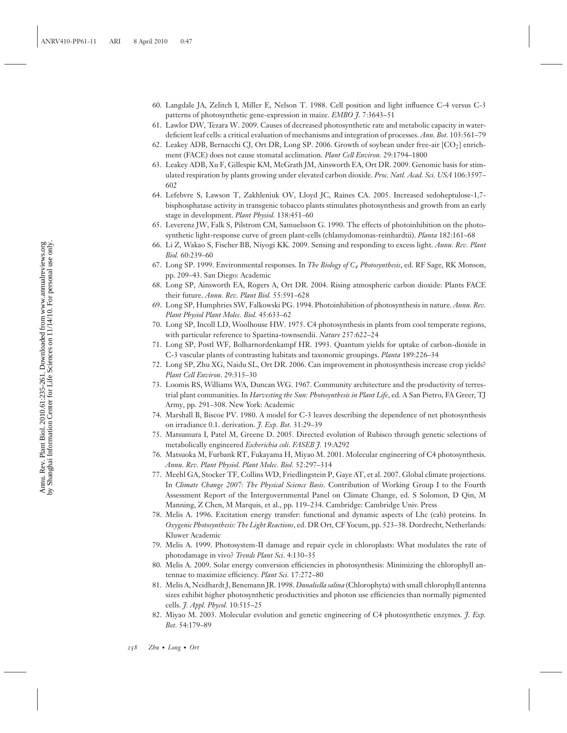60. Langdale JA, Zelitch I, Miller E, Nelson T. 1988. Cell position and light influence C-4 versus C-3 patterns of photosynthetic gene-expression in maize. *EMBO J.* 7:3643–51
61. Lawlor DW, Tezara W. 2009. Causes of decreased photosynthetic rate and metabolic capacity in water-deficient leaf cells: a critical evaluation of mechanisms and integration of processes. *Ann. Bot.* 103:561–79
62. Leakey ADB, Bernacchi CJ, Ort DR, Long SP. 2006. Growth of soybean under free-air [$CO_2$] enrichment (FACE) does not cause stomatal acclimation. *Plant Cell Environ.* 29:1794–1800
63. Leakey ADB, Xu F, Gillespie KM, McGrath JM, Ainsworth EA, Ort DR. 2009. Genomic basis for stimulated respiration by plants growing under elevated carbon dioxide. *Proc. Natl. Acad. Sci. USA* 106:3597–602
64. Lefebvre S, Lawson T, Zakhleniuk OV, Lloyd JC, Raines CA. 2005. Increased sedoheptulose-1,7-bisphosphatase activity in transgenic tobacco plants stimulates photosynthesis and growth from an early stage in development. *Plant Physiol.* 138:451–60
65. Leverenz JW, Falk S, Pilstrom CM, Samuelsson G. 1990. The effects of photoinhibition on the photosynthetic light-response curve of green plant-cells (chlamydomonas-reinhardtii). *Planta* 182:161–68
66. Li Z, Wakao S, Fischer BB, Niyogi KK. 2009. Sensing and responding to excess light. *Annu. Rev. Plant Biol.* 60:239–60
67. Long SP. 1999. Environmental responses. In *The Biology of $C_4$ Photosynthesis*, ed. RF Sage, RK Monson, pp. 209–43. San Diego: Academic
68. Long SP, Ainsworth EA, Rogers A, Ort DR. 2004. Rising atmospheric carbon dioxide: Plants FACE their future. *Annu. Rev. Plant Biol.* 55:591–628
69. Long SP, Humphries SW, Falkowski PG. 1994. Photoinhibition of photosynthesis in nature. *Annu. Rev. Plant Physiol Plant Molec. Biol.* 45:633–62
70. Long SP, Incoll LD, Woolhouse HW. 1975. C4 photosynthesis in plants from cool temperate regions, with particular reference to Spartina-townsendii. *Nature* 257:622–24
71. Long SP, Postl WF, Bolharnordenkampf HR. 1993. Quantum yields for uptake of carbon-dioxide in C-3 vascular plants of contrasting habitats and taxonomic groupings. *Planta* 189:226–34
72. Long SP, Zhu XG, Naidu SL, Ort DR. 2006. Can improvement in photosynthesis increase crop yields? *Plant Cell Environ*. 29:315–30
73. Loomis RS, Williams WA, Duncan WG. 1967. Community architecture and the productivity of terrestrial plant communities. In *Harvesting the Sun: Photosynthesis in Plant Life*, ed. A San Pietro, FA Greer, TJ Army, pp. 291–308. New York: Academic
74. Marshall B, Biscoe PV. 1980. A model for C-3 leaves describing the dependence of net photosynthesis on irradiance 0.1. derivation. *J. Exp. Bot.* 31:29–39
75. Matsumura I, Patel M, Greene D. 2005. Directed evolution of Rubisco through genetic selections of metabolically engineered *Escherichia coli*. *FASEB J.* 19:A292
76. Matsuoka M, Furbank RT, Fukayama H, Miyao M. 2001. Molecular engineering of C4 photosynthesis. *Annu. Rev. Plant Physiol. Plant Molec. Biol.* 52:297–314
77. Meehl GA, Stocker TF, Collins WD, Friedlingstein P, Gaye AT, et al. 2007. Global climate projections. In *Climate Change 2007: The Physical Science Basis*. Contribution of Working Group I to the Fourth Assessment Report of the Intergovernmental Panel on Climate Change, ed. S Solomon, D Qin, M Manning, Z Chen, M Marquis, et al., pp. 119–234. Cambridge: Cambridge Univ. Press
78. Melis A. 1996. Excitation energy transfer: functional and dynamic aspects of Lhc (cab) proteins. In *Oxygenic Photosynthesis: The Light Reactions*, ed. DR Ort, CF Yocum, pp. 523–38. Dordrecht, Netherlands: Kluwer Academic
79. Melis A. 1999. Photosystem-II damage and repair cycle in chloroplasts: What modulates the rate of photodamage in vivo? *Trends Plant Sci*. 4:130–35
80. Melis A. 2009. Solar energy conversion efficiencies in photosynthesis: Minimizing the chlorophyll antennae to maximize efficiency. *Plant Sci.* 17:272–80
81. Melis A, Neidhardt J, Benemann JR. 1998. *Dunaliella salina* (Chlorophyta) with small chlorophyll antenna sizes exhibit higher photosynthetic productivities and photon use efficiencies than normally pigmented cells. *J. Appl. Phycol.* 10:515–25
82. Miyao M. 2003. Molecular evolution and genetic engineering of C4 photosynthetic enzymes. *J. Exp. Bot.* 54:179–89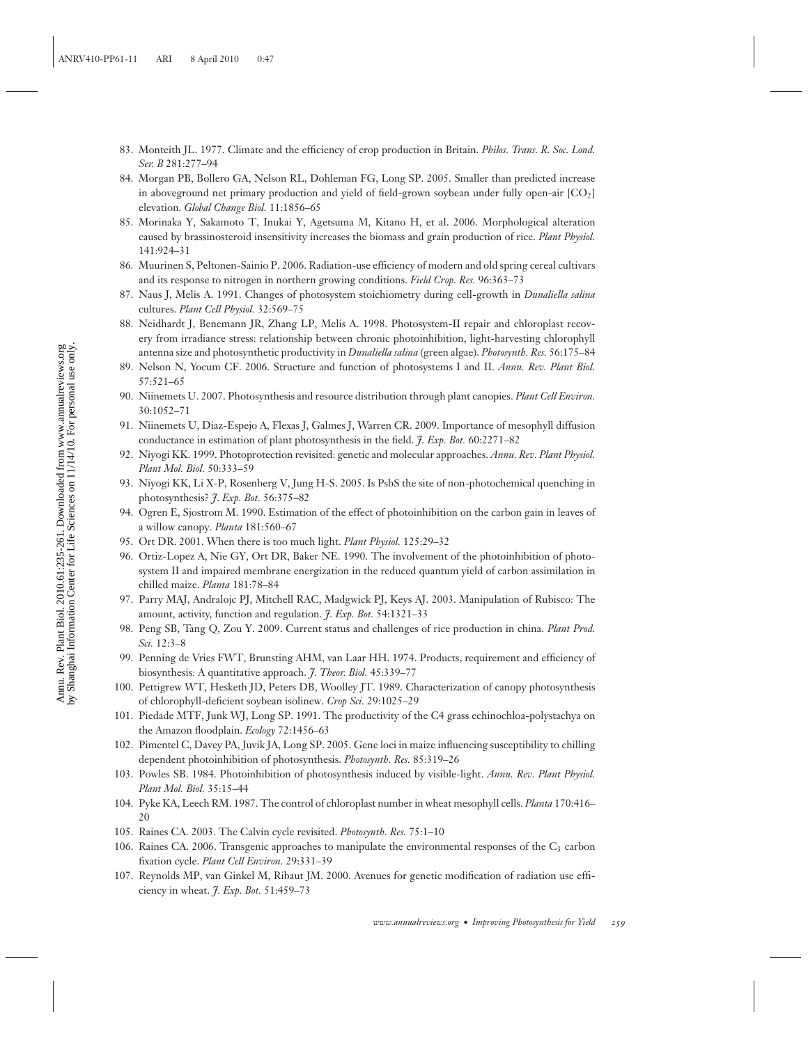83. Monteith JL. 1977. Climate and the efficiency of crop production in Britain. *Philos. Trans. R. Soc. Lond. Ser. B* 281:277–94
84. Morgan PB, Bollero GA, Nelson RL, Dohleman FG, Long SP. 2005. Smaller than predicted increase in aboveground net primary production and yield of field-grown soybean under fully open-air [$CO_2$] elevation. *Global Change Biol.* 11:1856–65
85. Morinaka Y, Sakamoto T, Inukai Y, Agetsuma M, Kitano H, et al. 2006. Morphological alteration caused by brassinosteroid insensitivity increases the biomass and grain production of rice. *Plant Physiol.* 141:924–31
86. Muurinen S, Peltonen-Sainio P. 2006. Radiation-use efficiency of modern and old spring cereal cultivars and its response to nitrogen in northern growing conditions. *Field Crop. Res.* 96:363–73
87. Naus J, Melis A. 1991. Changes of photosystem stoichiometry during cell-growth in *Dunaliella salina* cultures. *Plant Cell Physiol.* 32:569–75
88. Neidhardt J, Benemann JR, Zhang LP, Melis A. 1998. Photosystem-II repair and chloroplast recovery from irradiance stress: relationship between chronic photoinhibition, light-harvesting chlorophyll antenna size and photosynthetic productivity in *Dunaliella salina* (green algae). *Photosynth. Res.* 56:175–84
89. Nelson N, Yocum CF. 2006. Structure and function of photosystems I and II. *Annu. Rev. Plant Biol.* 57:521–65
90. Niinemets U. 2007. Photosynthesis and resource distribution through plant canopies. *Plant Cell Environ.* 30:1052–71
91. Niinemets U, Diaz-Espejo A, Flexas J, Galmes J, Warren CR. 2009. Importance of mesophyll diffusion conductance in estimation of plant photosynthesis in the field. *J. Exp. Bot.* 60:2271–82
92. Niyogi KK. 1999. Photoprotection revisited: genetic and molecular approaches. *Annu. Rev. Plant Physiol. Plant Mol. Biol.* 50:333–59
93. Niyogi KK, Li X-P, Rosenberg V, Jung H-S. 2005. Is PsbS the site of non-photochemical quenching in photosynthesis? *J. Exp. Bot.* 56:375–82
94. Ogren E, Sjostrom M. 1990. Estimation of the effect of photoinhibition on the carbon gain in leaves of a willow canopy. *Planta* 181:560–67
95. Ort DR. 2001. When there is too much light. *Plant Physiol.* 125:29–32
96. Ortiz-Lopez A, Nie GY, Ort DR, Baker NE. 1990. The involvement of the photoinhibition of photosystem II and impaired membrane energization in the reduced quantum yield of carbon assimilation in chilled maize. *Planta* 181:78–84
97. Parry MAJ, Andralojc PJ, Mitchell RAC, Madgwick PJ, Keys AJ. 2003. Manipulation of Rubisco: The amount, activity, function and regulation. *J. Exp. Bot.* 54:1321–33
98. Peng SB, Tang Q, Zou Y. 2009. Current status and challenges of rice production in china. *Plant Prod. Sci.* 12:3–8
99. Penning de Vries FWT, Brunsting AHM, van Laar HH. 1974. Products, requirement and efficiency of biosynthesis: A quantitative approach. *J. Theor. Biol.* 45:339–77
100. Pettigrew WT, Hesketh JD, Peters DB, Woolley JT. 1989. Characterization of canopy photosynthesis of chlorophyll-deficient soybean isolinew. *Crop Sci.* 29:1025–29
101. Piedade MTF, Junk WJ, Long SP. 1991. The productivity of the C4 grass echinochloa-polystachya on the Amazon floodplain. *Ecology* 72:1456–63
102. Pimentel C, Davey PA, Juvik JA, Long SP. 2005. Gene loci in maize influencing susceptibility to chilling dependent photoinhibition of photosynthesis. *Photosynth. Res.* 85:319–26
103. Powles SB. 1984. Photoinhibition of photosynthesis induced by visible-light. *Annu. Rev. Plant Physiol. Plant Mol. Biol.* 35:15–44
104. Pyke KA, Leech RM. 1987. The control of chloroplast number in wheat mesophyll cells. *Planta* 170:416–20
105. Raines CA. 2003. The Calvin cycle revisited. *Photosynth. Res.* 75:1–10
106. Raines CA. 2006. Transgenic approaches to manipulate the environmental responses of the $C_3$ carbon fixation cycle. *Plant Cell Environ.* 29:331–39
107. Reynolds MP, van Ginkel M, Ribaut JM. 2000. Avenues for genetic modification of radiation use efficiency in wheat. *J. Exp. Bot.* 51:459–73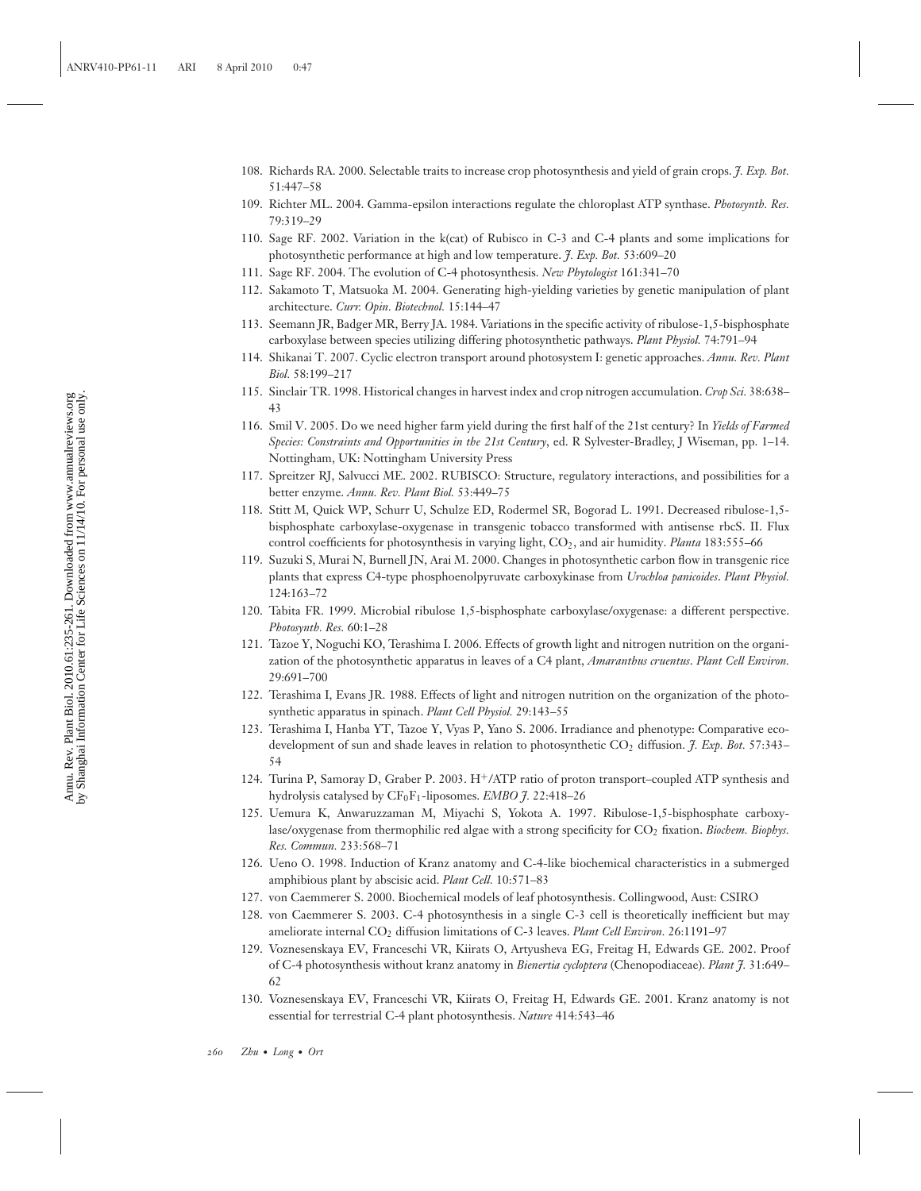108. Richards RA. 2000. Selectable traits to increase crop photosynthesis and yield of grain crops. *J. Exp. Bot.* 51:447–58
109. Richter ML. 2004. Gamma-epsilon interactions regulate the chloroplast ATP synthase. *Photosynth. Res.* 79:319–29
110. Sage RF. 2002. Variation in the k(cat) of Rubisco in C-3 and C-4 plants and some implications for photosynthetic performance at high and low temperature. *J. Exp. Bot.* 53:609–20
111. Sage RF. 2004. The evolution of C-4 photosynthesis. *New Phytologist* 161:341–70
112. Sakamoto T, Matsuoka M. 2004. Generating high-yielding varieties by genetic manipulation of plant architecture. *Curr. Opin. Biotechnol.* 15:144–47
113. Seemann JR, Badger MR, Berry JA. 1984. Variations in the specific activity of ribulose-1,5-bisphosphate carboxylase between species utilizing differing photosynthetic pathways. *Plant Physiol.* 74:791–94
114. Shikanai T. 2007. Cyclic electron transport around photosystem I: genetic approaches. *Annu. Rev. Plant Biol.* 58:199–217
115. Sinclair TR. 1998. Historical changes in harvest index and crop nitrogen accumulation. *Crop Sci.* 38:638–43
116. Smil V. 2005. Do we need higher farm yield during the first half of the 21st century? In *Yields of Farmed Species: Constraints and Opportunities in the 21st Century*, ed. R Sylvester-Bradley, J Wiseman, pp. 1–14. Nottingham, UK: Nottingham University Press
117. Spreitzer RJ, Salvucci ME. 2002. RUBISCO: Structure, regulatory interactions, and possibilities for a better enzyme. *Annu. Rev. Plant Biol.* 53:449–75
118. Stitt M, Quick WP, Schurr U, Schulze ED, Rodermel SR, Bogorad L. 1991. Decreased ribulose-1,5-bisphosphate carboxylase-oxygenase in transgenic tobacco transformed with antisense rbcS. II. Flux control coefficients for photosynthesis in varying light, $CO_2$, and air humidity. *Planta* 183:555–66
119. Suzuki S, Murai N, Burnell JN, Arai M. 2000. Changes in photosynthetic carbon flow in transgenic rice plants that express C4-type phosphoenolpyruvate carboxykinase from *Urochloa panicoides*. *Plant Physiol.* 124:163–72
120. Tabita FR. 1999. Microbial ribulose 1,5-bisphosphate carboxylase/oxygenase: a different perspective. *Photosynth. Res.* 60:1–28
121. Tazoe Y, Noguchi KO, Terashima I. 2006. Effects of growth light and nitrogen nutrition on the organization of the photosynthetic apparatus in leaves of a C4 plant, *Amaranthus cruentus*. *Plant Cell Environ.* 29:691–700
122. Terashima I, Evans JR. 1988. Effects of light and nitrogen nutrition on the organization of the photosynthetic apparatus in spinach. *Plant Cell Physiol.* 29:143–55
123. Terashima I, Hanba YT, Tazoe Y, Vyas P, Yano S. 2006. Irradiance and phenotype: Comparative eco-development of sun and shade leaves in relation to photosynthetic $CO_2$ diffusion. *J. Exp. Bot.* 57:343–54
124. Turina P, Samoray D, Graber P. 2003. $H^+$/ATP ratio of proton transport–coupled ATP synthesis and hydrolysis catalysed by $CF_0F_1$-liposomes. *EMBO J.* 22:418–26
125. Uemura K, Anwaruzzaman M, Miyachi S, Yokota A. 1997. Ribulose-1,5-bisphosphate carboxylase/oxygenase from thermophilic red algae with a strong specificity for $CO_2$ fixation. *Biochem. Biophys. Res. Commun.* 233:568–71
126. Ueno O. 1998. Induction of Kranz anatomy and C-4-like biochemical characteristics in a submerged amphibious plant by abscisic acid. *Plant Cell.* 10:571–83
127. von Caemmerer S. 2000. Biochemical models of leaf photosynthesis. Collingwood, Aust: CSIRO
128. von Caemmerer S. 2003. C-4 photosynthesis in a single C-3 cell is theoretically inefficient but may ameliorate internal $CO_2$ diffusion limitations of C-3 leaves. *Plant Cell Environ.* 26:1191–97
129. Voznesenskaya EV, Franceschi VR, Kiirats O, Artyusheva EG, Freitag H, Edwards GE. 2002. Proof of C-4 photosynthesis without kranz anatomy in *Bienertia cycloptera* (Chenopodiaceae). *Plant J.* 31:649–62
130. Voznesenskaya EV, Franceschi VR, Kiirats O, Freitag H, Edwards GE. 2001. Kranz anatomy is not essential for terrestrial C-4 plant photosynthesis. *Nature* 414:543–46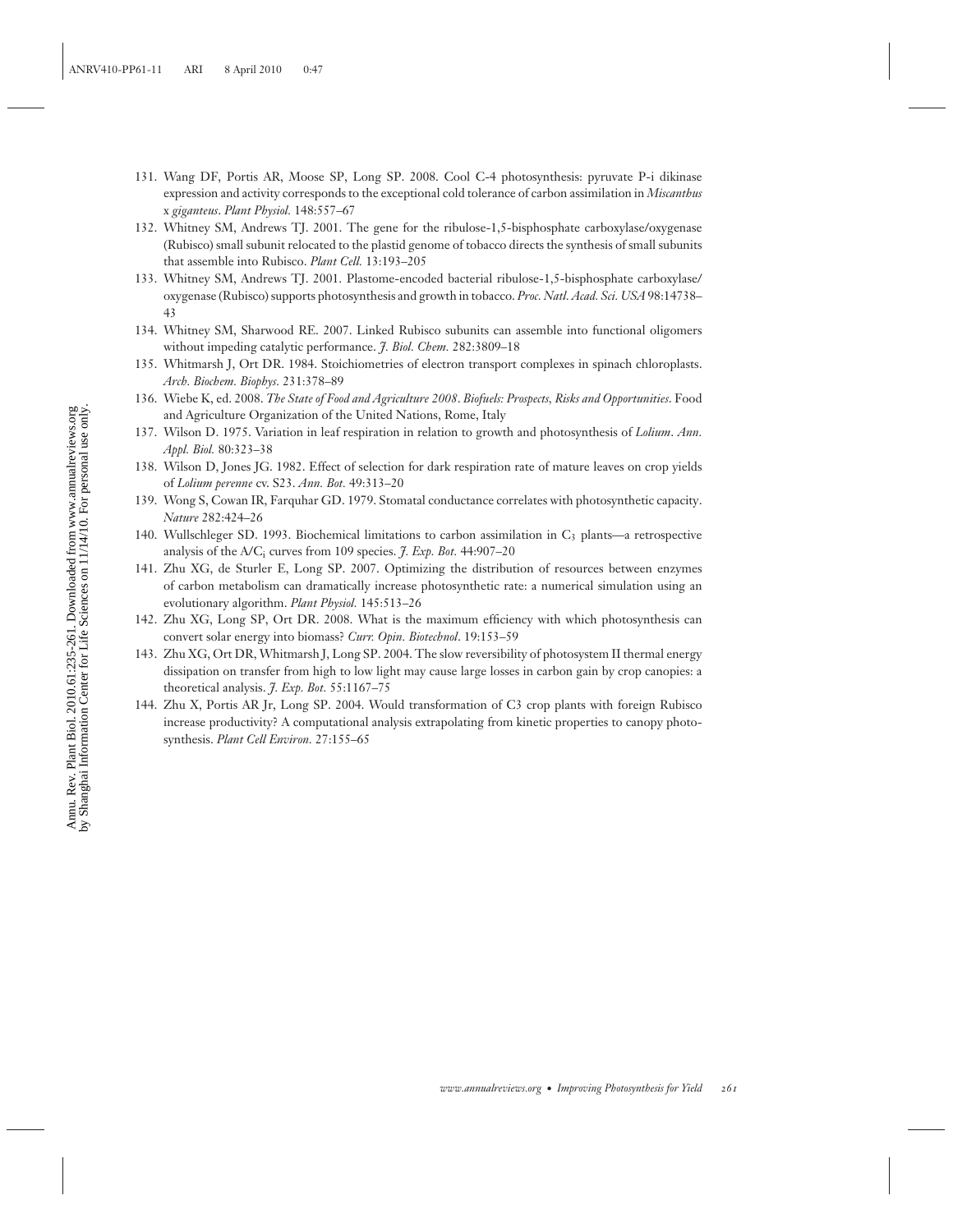131. Wang DF, Portis AR, Moose SP, Long SP. 2008. Cool C-4 photosynthesis: pyruvate P-i dikinase expression and activity corresponds to the exceptional cold tolerance of carbon assimilation in *Miscanthus* x *giganteus*. *Plant Physiol.* 148:557–67
132. Whitney SM, Andrews TJ. 2001. The gene for the ribulose-1,5-bisphosphate carboxylase/oxygenase (Rubisco) small subunit relocated to the plastid genome of tobacco directs the synthesis of small subunits that assemble into Rubisco. *Plant Cell.* 13:193–205
133. Whitney SM, Andrews TJ. 2001. Plastome-encoded bacterial ribulose-1,5-bisphosphate carboxylase/oxygenase (Rubisco) supports photosynthesis and growth in tobacco. *Proc. Natl. Acad. Sci. USA* 98:14738–43
134. Whitney SM, Sharwood RE. 2007. Linked Rubisco subunits can assemble into functional oligomers without impeding catalytic performance. *J. Biol. Chem.* 282:3809–18
135. Whitmarsh J, Ort DR. 1984. Stoichiometries of electron transport complexes in spinach chloroplasts. *Arch. Biochem. Biophys.* 231:378–89
136. Wiebe K, ed. 2008. *The State of Food and Agriculture 2008. Biofuels: Prospects, Risks and Opportunities*. Food and Agriculture Organization of the United Nations, Rome, Italy
137. Wilson D. 1975. Variation in leaf respiration in relation to growth and photosynthesis of *Lolium*. *Ann. Appl. Biol.* 80:323–38
138. Wilson D, Jones JG. 1982. Effect of selection for dark respiration rate of mature leaves on crop yields of *Lolium perenne* cv. S23. *Ann. Bot.* 49:313–20
139. Wong S, Cowan IR, Farquhar GD. 1979. Stomatal conductance correlates with photosynthetic capacity. *Nature* 282:424–26
140. Wullschleger SD. 1993. Biochemical limitations to carbon assimilation in $C_3$ plants—a retrospective analysis of the $A/C_i$ curves from 109 species. *J. Exp. Bot.* 44:907–20
141. Zhu XG, de Sturler E, Long SP. 2007. Optimizing the distribution of resources between enzymes of carbon metabolism can dramatically increase photosynthetic rate: a numerical simulation using an evolutionary algorithm. *Plant Physiol.* 145:513–26
142. Zhu XG, Long SP, Ort DR. 2008. What is the maximum efficiency with which photosynthesis can convert solar energy into biomass? *Curr. Opin. Biotechnol*. 19:153–59
143. Zhu XG, Ort DR, Whitmarsh J, Long SP. 2004. The slow reversibility of photosystem II thermal energy dissipation on transfer from high to low light may cause large losses in carbon gain by crop canopies: a theoretical analysis. *J. Exp. Bot.* 55:1167–75
144. Zhu X, Portis AR Jr, Long SP. 2004. Would transformation of C3 crop plants with foreign Rubisco increase productivity? A computational analysis extrapolating from kinetic properties to canopy photosynthesis. *Plant Cell Environ.* 27:155–65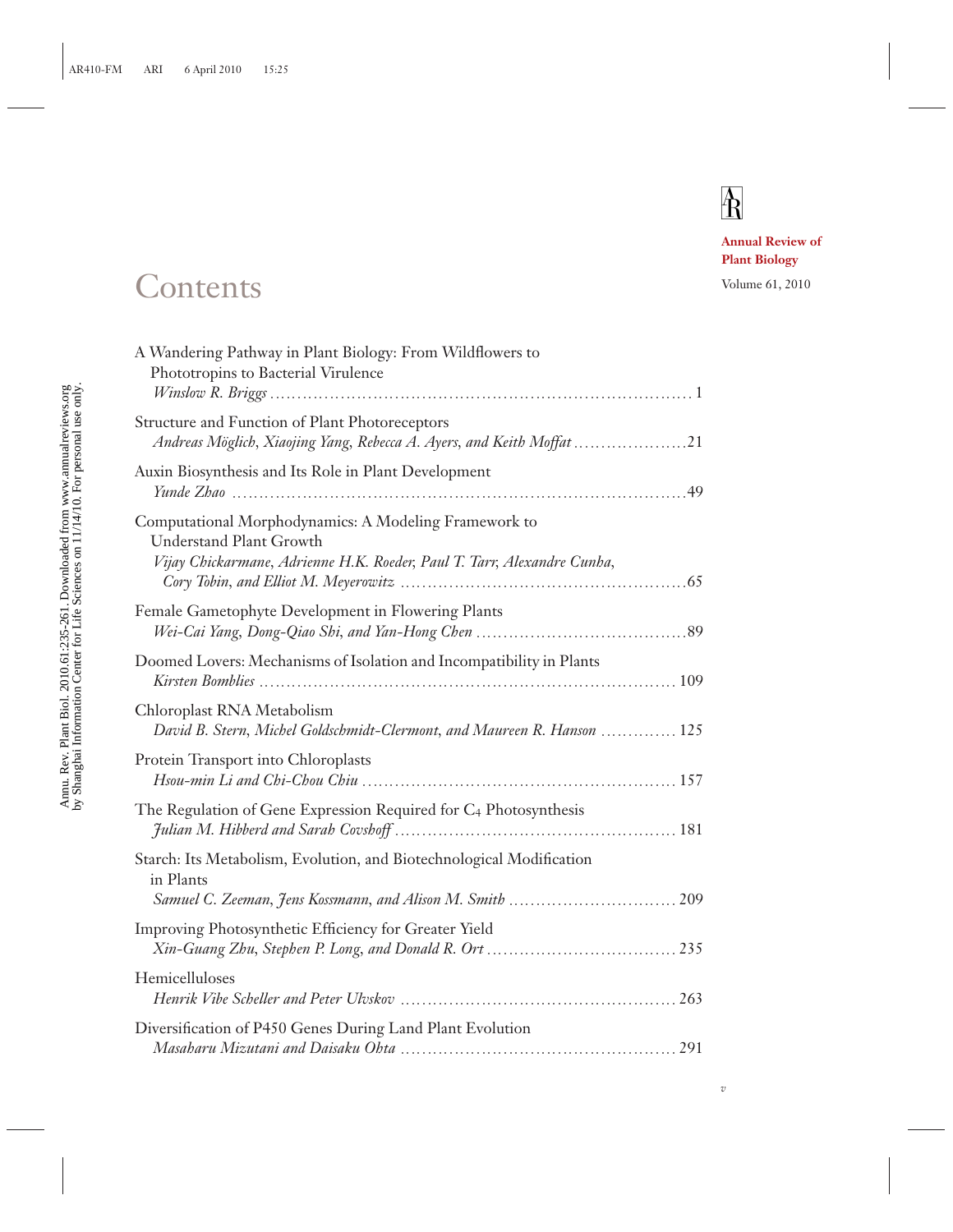Annual Review of Plant Biology

Volume 61, 2010

# Contents

A Wandering Pathway in Plant Biology: From Wildflowers to Phototropins to Bacterial Virulence
*Winslow R. Briggs* .......... 1

Structure and Function of Plant Photoreceptors
*Andreas Möglich, Xiaojing Yang, Rebecca A. Ayers, and Keith Moffat* .......... 21

Auxin Biosynthesis and Its Role in Plant Development
*Yunde Zhao* .......... 49

Computational Morphodynamics: A Modeling Framework to Understand Plant Growth
*Vijay Chickarmane, Adrienne H.K. Roeder, Paul T. Tarr, Alexandre Cunha, Cory Tobin, and Elliot M. Meyerowitz* .......... 65

Female Gametophyte Development in Flowering Plants
*Wei-Cai Yang, Dong-Qiao Shi, and Yan-Hong Chen* .......... 89

Doomed Lovers: Mechanisms of Isolation and Incompatibility in Plants
*Kirsten Bomblies* .......... 109

Chloroplast RNA Metabolism
*David B. Stern, Michel Goldschmidt-Clermont, and Maureen R. Hanson* .......... 125

Protein Transport into Chloroplasts
*Hsou-min Li and Chi-Chou Chiu* .......... 157

The Regulation of Gene Expression Required for $C_4$ Photosynthesis
*Julian M. Hibberd and Sarah Covshoff* .......... 181

Starch: Its Metabolism, Evolution, and Biotechnological Modification in Plants
*Samuel C. Zeeman, Jens Kossmann, and Alison M. Smith* .......... 209

Improving Photosynthetic Efficiency for Greater Yield
*Xin-Guang Zhu, Stephen P. Long, and Donald R. Ort* .......... 235

Hemicelluloses
*Henrik Vibe Scheller and Peter Ulvskov* .......... 263

Diversification of P450 Genes During Land Plant Evolution
*Masaharu Mizutani and Daisaku Ohta* .......... 291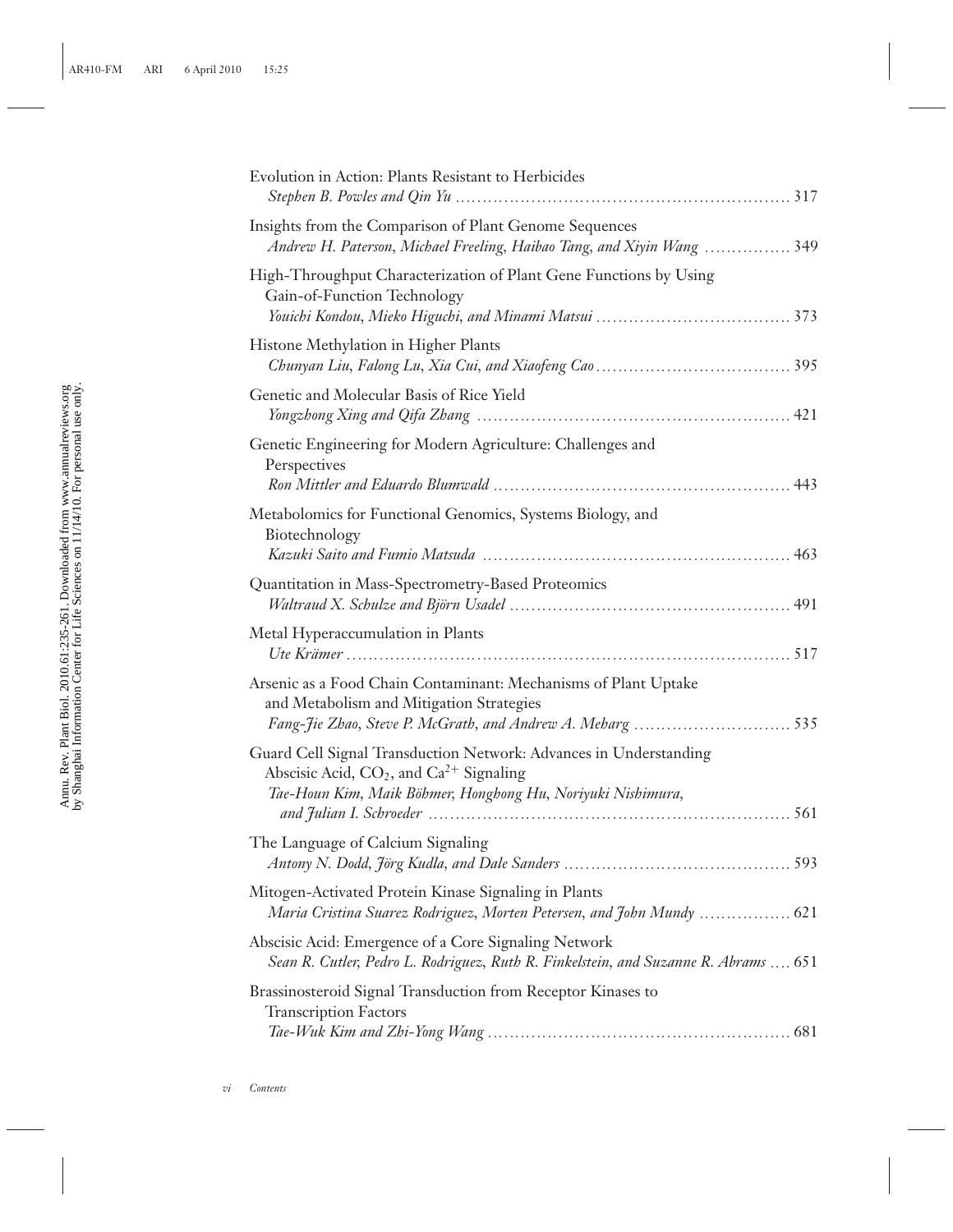Evolution in Action: Plants Resistant to Herbicides
*Stephen B. Powles and Qin Yu* ........................................................ 317

Insights from the Comparison of Plant Genome Sequences
*Andrew H. Paterson, Michael Freeling, Haibao Tang, and Xiyin Wang* ............... 349

High-Throughput Characterization of Plant Gene Functions by Using Gain-of-Function Technology
*Youichi Kondou, Mieko Higuchi, and Minami Matsui* .................................. 373

Histone Methylation in Higher Plants
*Chunyan Liu, Falong Lu, Xia Cui, and Xiaofeng Cao* .................................. 395

Genetic and Molecular Basis of Rice Yield
*Yongzhong Xing and Qifa Zhang* ....................................................... 421

Genetic Engineering for Modern Agriculture: Challenges and Perspectives
*Ron Mittler and Eduardo Blumwald* .................................................... 443

Metabolomics for Functional Genomics, Systems Biology, and Biotechnology
*Kazuki Saito and Fumio Matsuda* ...................................................... 463

Quantitation in Mass-Spectrometry-Based Proteomics
*Waltraud X. Schulze and Björn Usadel* ................................................ 491

Metal Hyperaccumulation in Plants
*Ute Krämer* .......................................................................... 517

Arsenic as a Food Chain Contaminant: Mechanisms of Plant Uptake and Metabolism and Mitigation Strategies
*Fang-Jie Zhao, Steve P. McGrath, and Andrew A. Meharg* ............................ 535

Guard Cell Signal Transduction Network: Advances in Understanding Abscisic Acid, $CO_2$, and $Ca^{2+}$ Signaling
*Tae-Houn Kim, Maik Böhmer, Honghong Hu, Noriyuki Nishimura, and Julian I. Schroeder* ................................................................ 561

The Language of Calcium Signaling
*Antony N. Dodd, Jörg Kudla, and Dale Sanders* ........................................ 593

Mitogen-Activated Protein Kinase Signaling in Plants
*Maria Cristina Suarez Rodriguez, Morten Petersen, and John Mundy* ................ 621

Abscisic Acid: Emergence of a Core Signaling Network
*Sean R. Cutler, Pedro L. Rodriguez, Ruth R. Finkelstein, and Suzanne R. Abrams* .... 651

Brassinosteroid Signal Transduction from Receptor Kinases to Transcription Factors
*Tae-Wuk Kim and Zhi-Yong Wang* ...................................................... 681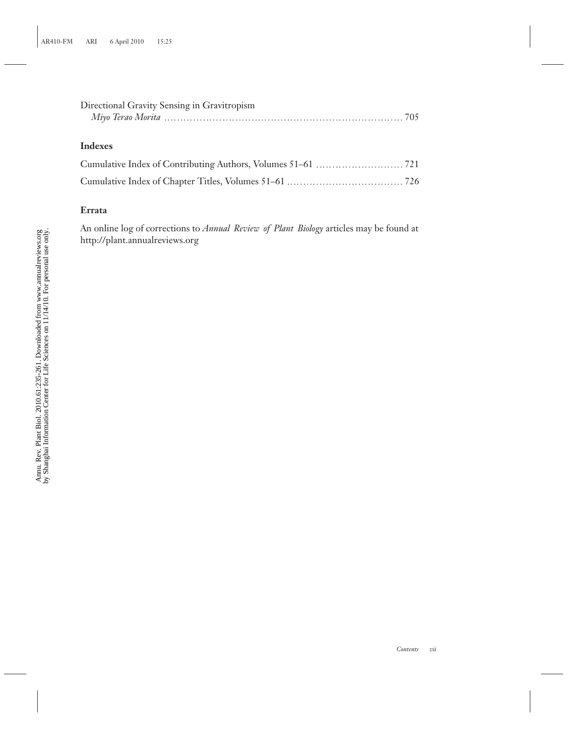Directional Gravity Sensing in Gravitropism
*Miyo Terao Morita* ........................................................................ 705

**Indexes**

Cumulative Index of Contributing Authors, Volumes 51–61 ............................ 721

Cumulative Index of Chapter Titles, Volumes 51–61 .................................... 726

**Errata**

An online log of corrections to *Annual Review of Plant Biology* articles may be found at http://plant.annualreviews.org